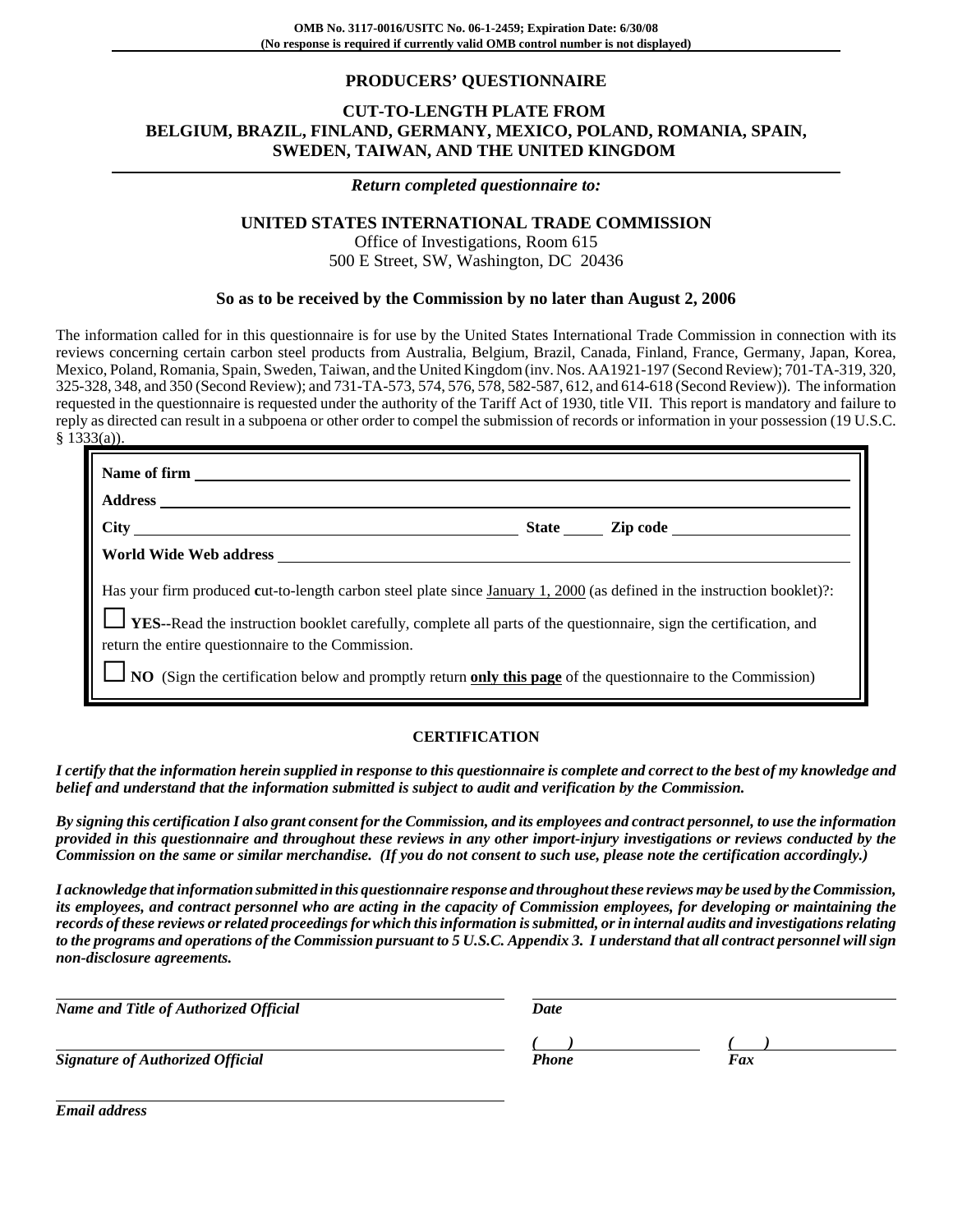**OMB No. 3117-0016/USITC No. 06-1-2459; Expiration Date: 6/30/08**
**(No response is required if currently valid OMB control number is not displayed)**

# PRODUCERS' QUESTIONNAIRE

## CUT-TO-LENGTH PLATE FROM BELGIUM, BRAZIL, FINLAND, GERMANY, MEXICO, POLAND, ROMANIA, SPAIN, SWEDEN, TAIWAN, AND THE UNITED KINGDOM

***Return completed questionnaire to:***

**UNITED STATES INTERNATIONAL TRADE COMMISSION**
Office of Investigations, Room 615
500 E Street, SW, Washington, DC 20436

**So as to be received by the Commission by no later than August 2, 2006**

The information called for in this questionnaire is for use by the United States International Trade Commission in connection with its reviews concerning certain carbon steel products from Australia, Belgium, Brazil, Canada, Finland, France, Germany, Japan, Korea, Mexico, Poland, Romania, Spain, Sweden, Taiwan, and the United Kingdom (inv. Nos. AA1921-197 (Second Review); 701-TA-319, 320, 325-328, 348, and 350 (Second Review); and 731-TA-573, 574, 576, 578, 582-587, 612, and 614-618 (Second Review)). The information requested in the questionnaire is requested under the authority of the Tariff Act of 1930, title VII. This report is mandatory and failure to reply as directed can result in a subpoena or other order to compel the submission of records or information in your possession (19 U.S.C. § 1333(a)).

**Name of firm** ____________________

**Address** ____________________

**City** ____________________ **State** _____ **Zip code** ____________________

**World Wide Web address** ____________________

Has your firm produced **c**ut-to-length carbon steel plate since January 1, 2000 (as defined in the instruction booklet)?:

☐ **YES**--Read the instruction booklet carefully, complete all parts of the questionnaire, sign the certification, and return the entire questionnaire to the Commission.

☐ **NO** (Sign the certification below and promptly return **only this page** of the questionnaire to the Commission)

**CERTIFICATION**

***I certify that the information herein supplied in response to this questionnaire is complete and correct to the best of my knowledge and belief and understand that the information submitted is subject to audit and verification by the Commission.***

***By signing this certification I also grant consent for the Commission, and its employees and contract personnel, to use the information provided in this questionnaire and throughout these reviews in any other import-injury investigations or reviews conducted by the Commission on the same or similar merchandise. (If you do not consent to such use, please note the certification accordingly.)***

***I acknowledge that information submitted in this questionnaire response and throughout these reviews may be used by the Commission, its employees, and contract personnel who are acting in the capacity of Commission employees, for developing or maintaining the records of these reviews or related proceedings for which this information is submitted, or in internal audits and investigations relating to the programs and operations of the Commission pursuant to 5 U.S.C. Appendix 3. I understand that all contract personnel will sign non-disclosure agreements.***

____________________
***Name and Title of Authorized Official***

____________________
***Date***

____________________
***Signature of Authorized Official***

( ) ____________________
***Phone***

( ) ____________________
***Fax***

____________________
***Email address***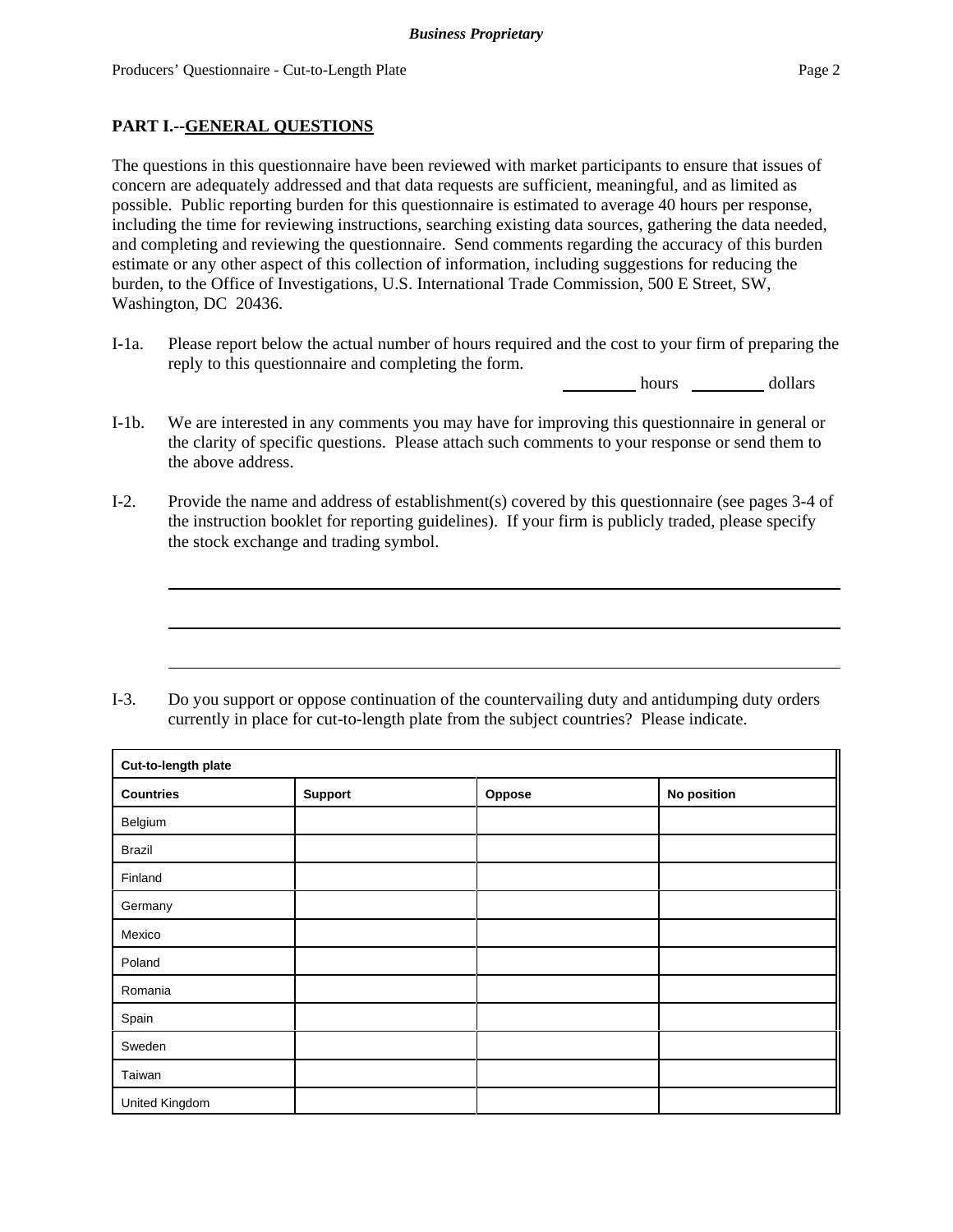## PART I.--GENERAL QUESTIONS

The questions in this questionnaire have been reviewed with market participants to ensure that issues of concern are adequately addressed and that data requests are sufficient, meaningful, and as limited as possible. Public reporting burden for this questionnaire is estimated to average 40 hours per response, including the time for reviewing instructions, searching existing data sources, gathering the data needed, and completing and reviewing the questionnaire. Send comments regarding the accuracy of this burden estimate or any other aspect of this collection of information, including suggestions for reducing the burden, to the Office of Investigations, U.S. International Trade Commission, 500 E Street, SW, Washington, DC 20436.

I-1a. Please report below the actual number of hours required and the cost to your firm of preparing the reply to this questionnaire and completing the form.

________ hours ________ dollars

I-1b. We are interested in any comments you may have for improving this questionnaire in general or the clarity of specific questions. Please attach such comments to your response or send them to the above address.

I-2. Provide the name and address of establishment(s) covered by this questionnaire (see pages 3-4 of the instruction booklet for reporting guidelines). If your firm is publicly traded, please specify the stock exchange and trading symbol.

______________________________________________________________________

______________________________________________________________________

______________________________________________________________________

I-3. Do you support or oppose continuation of the countervailing duty and antidumping duty orders currently in place for cut-to-length plate from the subject countries? Please indicate.

| Cut-to-length plate | | | |
|---|---|---|---|
| **Countries** | **Support** | **Oppose** | **No position** |
| Belgium | | | |
| Brazil | | | |
| Finland | | | |
| Germany | | | |
| Mexico | | | |
| Poland | | | |
| Romania | | | |
| Spain | | | |
| Sweden | | | |
| Taiwan | | | |
| United Kingdom | | | |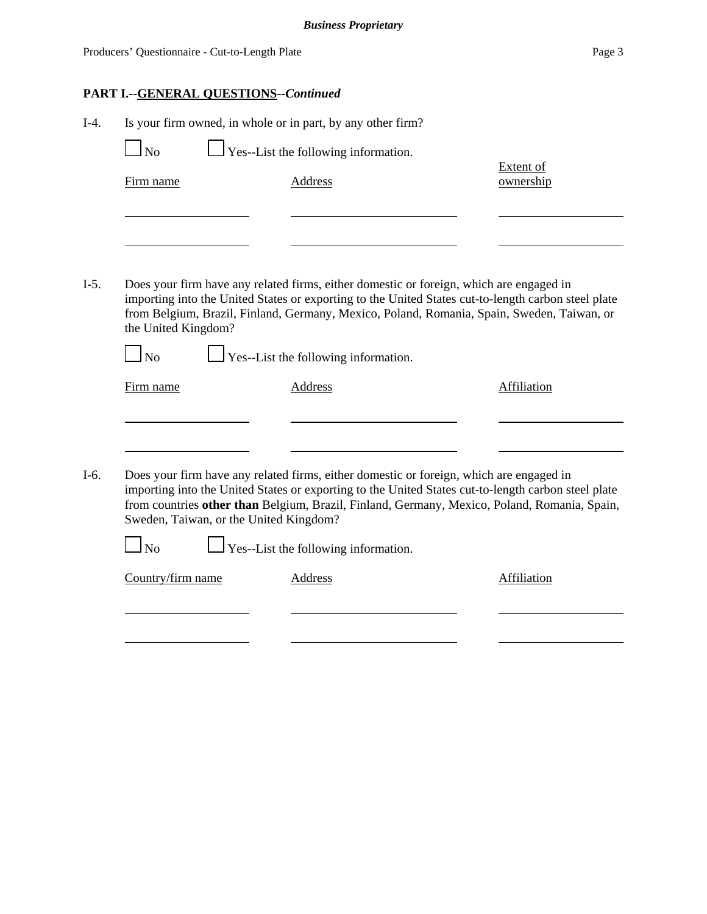## PART I.--GENERAL QUESTIONS--*Continued*

I-4. Is your firm owned, in whole or in part, by any other firm?

☐ No ☐ Yes--List the following information.

| Firm name | Address | Extent of ownership |
|---|---|---|
| | | |
| | | |

I-5. Does your firm have any related firms, either domestic or foreign, which are engaged in importing into the United States or exporting to the United States cut-to-length carbon steel plate from Belgium, Brazil, Finland, Germany, Mexico, Poland, Romania, Spain, Sweden, Taiwan, or the United Kingdom?

☐ No ☐ Yes--List the following information.

| Firm name | Address | Affiliation |
|---|---|---|
| | | |
| | | |

I-6. Does your firm have any related firms, either domestic or foreign, which are engaged in importing into the United States or exporting to the United States cut-to-length carbon steel plate from countries **other than** Belgium, Brazil, Finland, Germany, Mexico, Poland, Romania, Spain, Sweden, Taiwan, or the United Kingdom?

☐ No ☐ Yes--List the following information.

| Country/firm name | Address | Affiliation |
|---|---|---|
| | | |
| | | |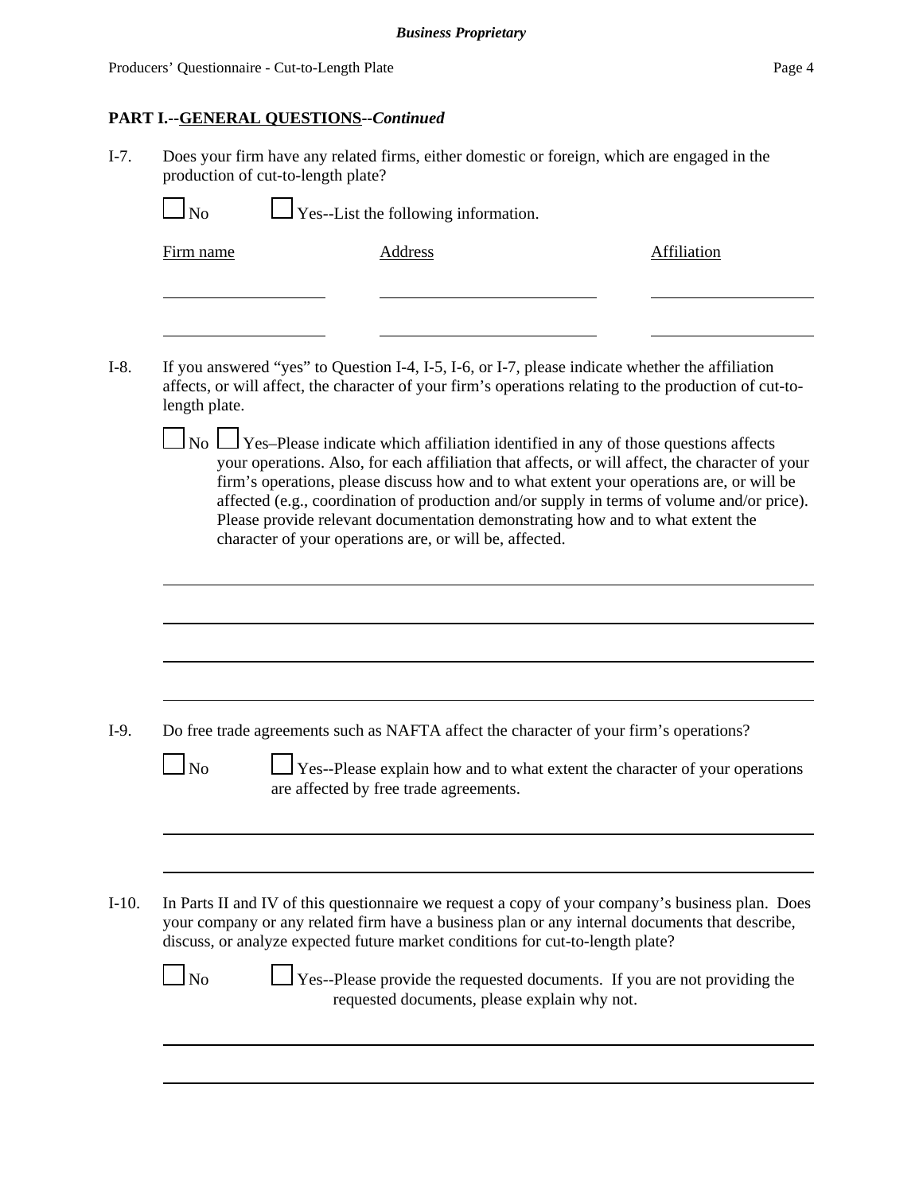**PART I.--GENERAL QUESTIONS--*Continued***

I-7. Does your firm have any related firms, either domestic or foreign, which are engaged in the production of cut-to-length plate?

☐ No ☐ Yes--List the following information.

| Firm name | Address | Affiliation |
|---|---|---|
| | | |
| | | |

I-8. If you answered "yes" to Question I-4, I-5, I-6, or I-7, please indicate whether the affiliation affects, or will affect, the character of your firm's operations relating to the production of cut-to-length plate.

☐ No ☐ Yes–Please indicate which affiliation identified in any of those questions affects your operations. Also, for each affiliation that affects, or will affect, the character of your firm's operations, please discuss how and to what extent your operations are, or will be affected (e.g., coordination of production and/or supply in terms of volume and/or price). Please provide relevant documentation demonstrating how and to what extent the character of your operations are, or will be, affected.

I-9. Do free trade agreements such as NAFTA affect the character of your firm's operations?

☐ No ☐ Yes--Please explain how and to what extent the character of your operations are affected by free trade agreements.

I-10. In Parts II and IV of this questionnaire we request a copy of your company's business plan. Does your company or any related firm have a business plan or any internal documents that describe, discuss, or analyze expected future market conditions for cut-to-length plate?

☐ No ☐ Yes--Please provide the requested documents. If you are not providing the requested documents, please explain why not.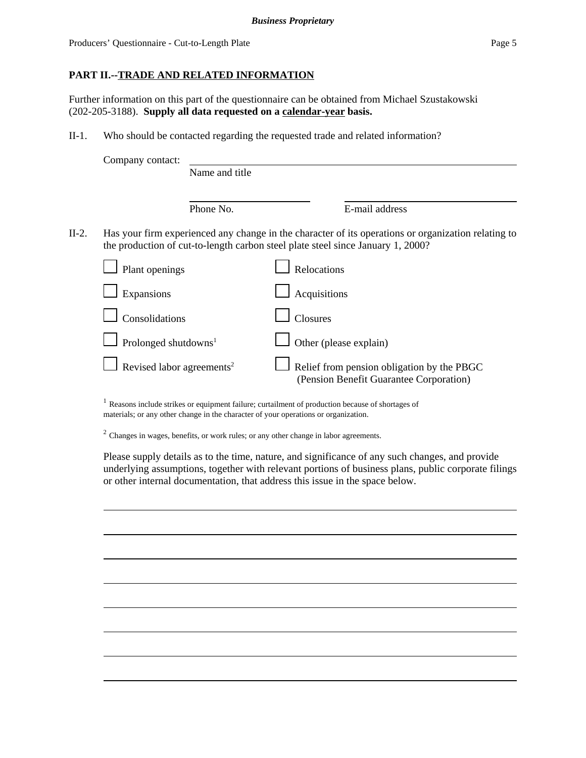## PART II.--TRADE AND RELATED INFORMATION

Further information on this part of the questionnaire can be obtained from Michael Szustakowski (202-205-3188). **Supply all data requested on a calendar-year basis.**

II-1. Who should be contacted regarding the requested trade and related information?

Company contact: ______________________________
Name and title

______________________ ______________________
Phone No. E-mail address

II-2. Has your firm experienced any change in the character of its operations or organization relating to the production of cut-to-length carbon steel plate steel since January 1, 2000?

| | |
|---|---|
| ☐ Plant openings | ☐ Relocations |
| ☐ Expansions | ☐ Acquisitions |
| ☐ Consolidations | ☐ Closures |
| ☐ Prolonged shutdowns[1] | ☐ Other (please explain) |
| ☐ Revised labor agreements[2] | ☐ Relief from pension obligation by the PBGC (Pension Benefit Guarantee Corporation) |

[1] Reasons include strikes or equipment failure; curtailment of production because of shortages of materials; or any other change in the character of your operations or organization.

[2] Changes in wages, benefits, or work rules; or any other change in labor agreements.

Please supply details as to the time, nature, and significance of any such changes, and provide underlying assumptions, together with relevant portions of business plans, public corporate filings or other internal documentation, that address this issue in the space below.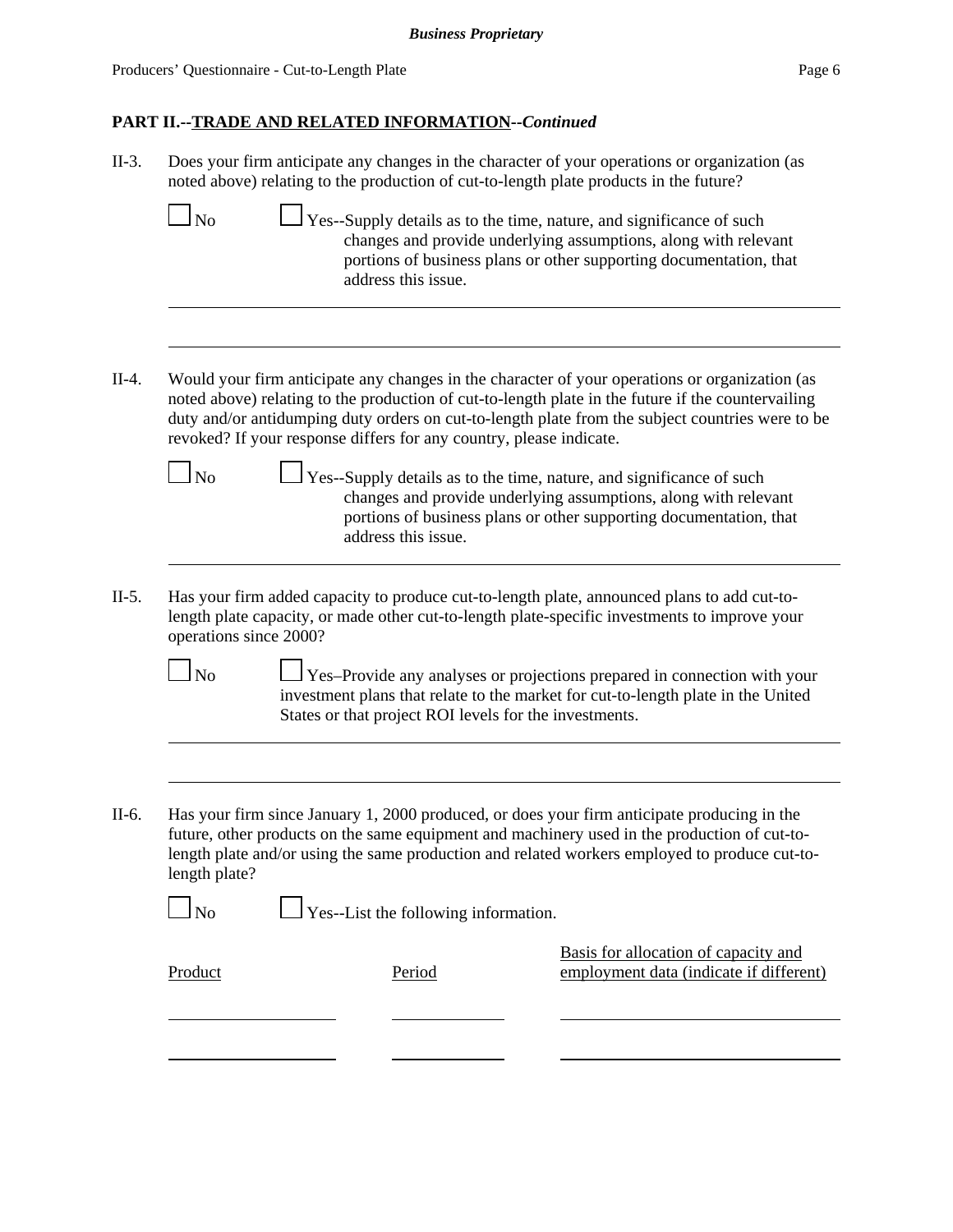## PART II.--TRADE AND RELATED INFORMATION--*Continued*

II-3. Does your firm anticipate any changes in the character of your operations or organization (as noted above) relating to the production of cut-to-length plate products in the future?

☐ No ☐ Yes--Supply details as to the time, nature, and significance of such changes and provide underlying assumptions, along with relevant portions of business plans or other supporting documentation, that address this issue.

______________________________________________________________________

______________________________________________________________________

II-4. Would your firm anticipate any changes in the character of your operations or organization (as noted above) relating to the production of cut-to-length plate in the future if the countervailing duty and/or antidumping duty orders on cut-to-length plate from the subject countries were to be revoked? If your response differs for any country, please indicate.

☐ No ☐ Yes--Supply details as to the time, nature, and significance of such changes and provide underlying assumptions, along with relevant portions of business plans or other supporting documentation, that address this issue.

______________________________________________________________________

II-5. Has your firm added capacity to produce cut-to-length plate, announced plans to add cut-to-length plate capacity, or made other cut-to-length plate-specific investments to improve your operations since 2000?

☐ No ☐ Yes–Provide any analyses or projections prepared in connection with your investment plans that relate to the market for cut-to-length plate in the United States or that project ROI levels for the investments.

______________________________________________________________________

______________________________________________________________________

II-6. Has your firm since January 1, 2000 produced, or does your firm anticipate producing in the future, other products on the same equipment and machinery used in the production of cut-to-length plate and/or using the same production and related workers employed to produce cut-to-length plate?

☐ No ☐ Yes--List the following information.

| Product | Period | Basis for allocation of capacity and employment data (indicate if different) |
| --- | --- | --- |
| | | |
| | | |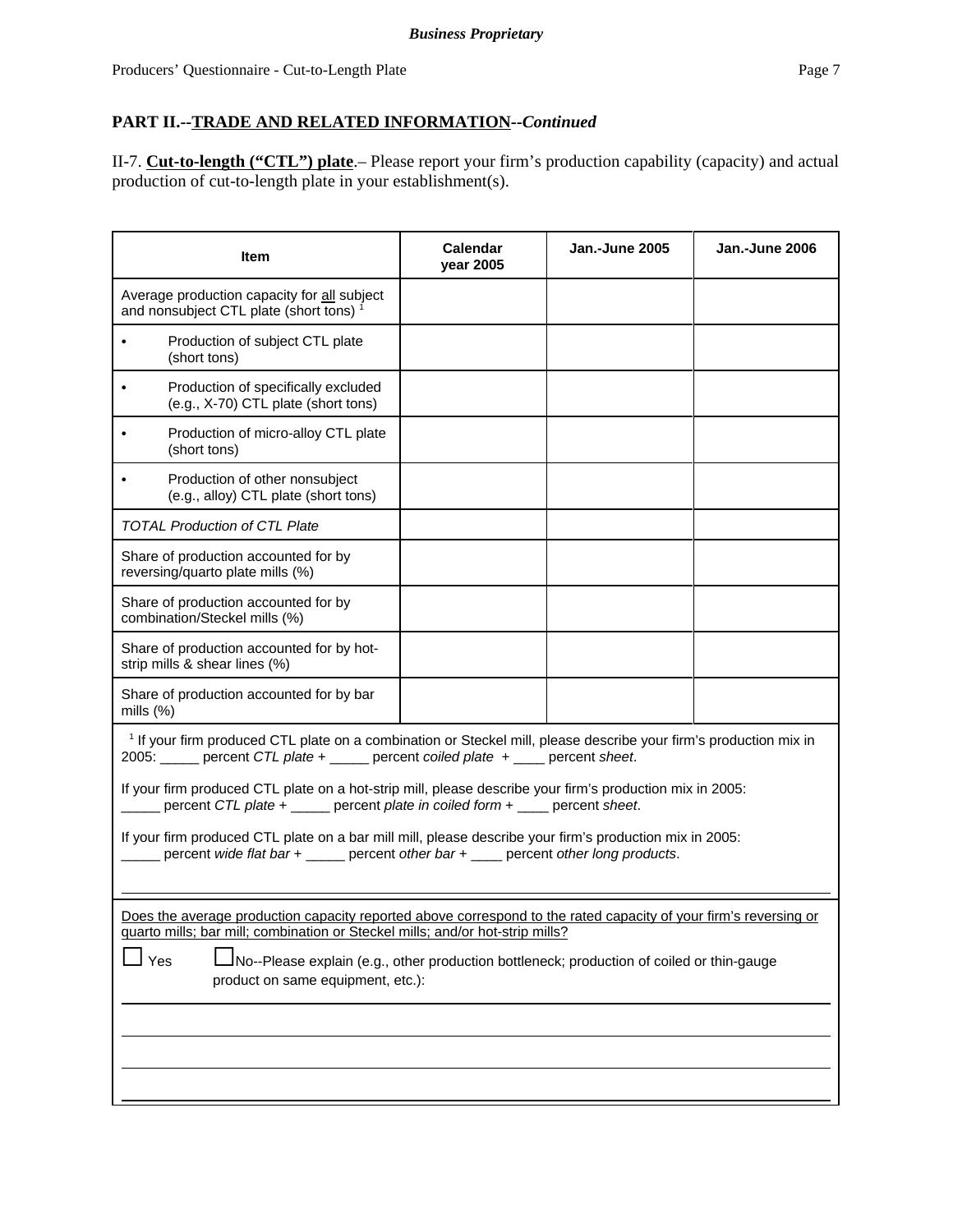## PART II.--TRADE AND RELATED INFORMATION--*Continued*

II-7. **Cut-to-length ("CTL") plate**.– Please report your firm's production capability (capacity) and actual production of cut-to-length plate in your establishment(s).

| Item | Calendar year 2005 | Jan.-June 2005 | Jan.-June 2006 |
|---|---|---|---|
| Average production capacity for all subject and nonsubject CTL plate (short tons) [1] | | | |
| • Production of subject CTL plate (short tons) | | | |
| • Production of specifically excluded (e.g., X-70) CTL plate (short tons) | | | |
| • Production of micro-alloy CTL plate (short tons) | | | |
| • Production of other nonsubject (e.g., alloy) CTL plate (short tons) | | | |
| *TOTAL Production of CTL Plate* | | | |
| Share of production accounted for by reversing/quarto plate mills (%) | | | |
| Share of production accounted for by combination/Steckel mills (%) | | | |
| Share of production accounted for by hot-strip mills & shear lines (%) | | | |
| Share of production accounted for by bar mills (%) | | | |

[1] If your firm produced CTL plate on a combination or Steckel mill, please describe your firm's production mix in 2005: _____ percent *CTL plate* + _____ percent *coiled plate* + ____ percent *sheet*.

If your firm produced CTL plate on a hot-strip mill, please describe your firm's production mix in 2005: _____ percent *CTL plate* + _____ percent *plate in coiled form* + ____ percent *sheet*.

If your firm produced CTL plate on a bar mill mill, please describe your firm's production mix in 2005: _____ percent *wide flat bar* + _____ percent *other bar* + ____ percent *other long products*.

Does the average production capacity reported above correspond to the rated capacity of your firm's reversing or quarto mills; bar mill; combination or Steckel mills; and/or hot-strip mills?

☐ Yes ☐ No--Please explain (e.g., other production bottleneck; production of coiled or thin-gauge product on same equipment, etc.):

______________________________________________________________________

______________________________________________________________________

______________________________________________________________________

______________________________________________________________________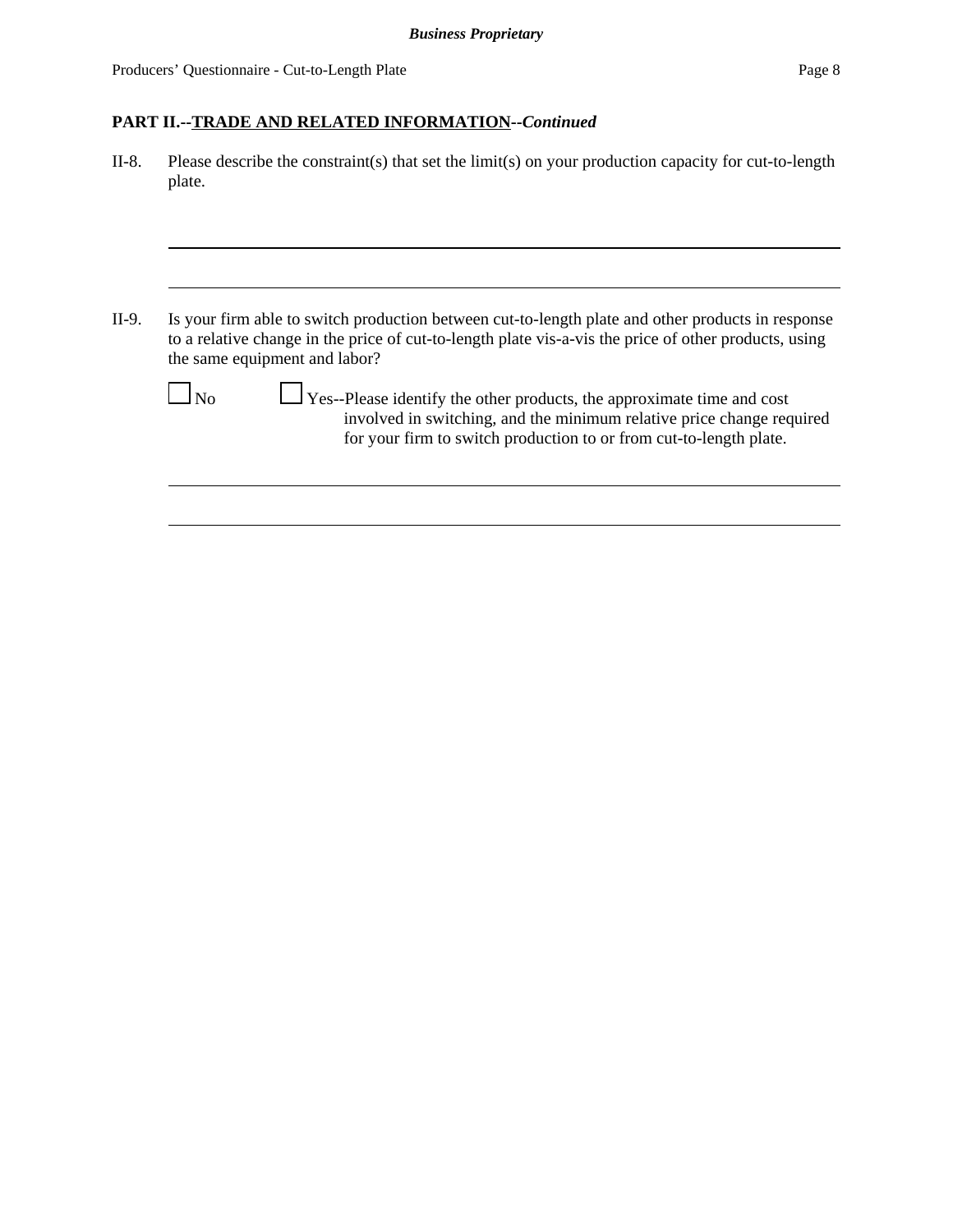## PART II.--TRADE AND RELATED INFORMATION--*Continued*

II-8. Please describe the constraint(s) that set the limit(s) on your production capacity for cut-to-length plate.

\_\_\_\_\_\_\_\_\_\_\_\_\_\_\_\_\_\_\_\_\_\_\_\_\_\_\_\_\_\_\_\_\_\_\_\_\_\_\_\_\_\_\_\_\_\_\_\_\_\_\_\_\_\_\_\_\_\_\_\_\_\_\_\_\_\_\_\_\_\_\_\_\_\_

\_\_\_\_\_\_\_\_\_\_\_\_\_\_\_\_\_\_\_\_\_\_\_\_\_\_\_\_\_\_\_\_\_\_\_\_\_\_\_\_\_\_\_\_\_\_\_\_\_\_\_\_\_\_\_\_\_\_\_\_\_\_\_\_\_\_\_\_\_\_\_\_\_\_

II-9. Is your firm able to switch production between cut-to-length plate and other products in response to a relative change in the price of cut-to-length plate vis-a-vis the price of other products, using the same equipment and labor?

☐ No ☐ Yes--Please identify the other products, the approximate time and cost involved in switching, and the minimum relative price change required for your firm to switch production to or from cut-to-length plate.

\_\_\_\_\_\_\_\_\_\_\_\_\_\_\_\_\_\_\_\_\_\_\_\_\_\_\_\_\_\_\_\_\_\_\_\_\_\_\_\_\_\_\_\_\_\_\_\_\_\_\_\_\_\_\_\_\_\_\_\_\_\_\_\_\_\_\_\_\_\_\_\_\_\_

\_\_\_\_\_\_\_\_\_\_\_\_\_\_\_\_\_\_\_\_\_\_\_\_\_\_\_\_\_\_\_\_\_\_\_\_\_\_\_\_\_\_\_\_\_\_\_\_\_\_\_\_\_\_\_\_\_\_\_\_\_\_\_\_\_\_\_\_\_\_\_\_\_\_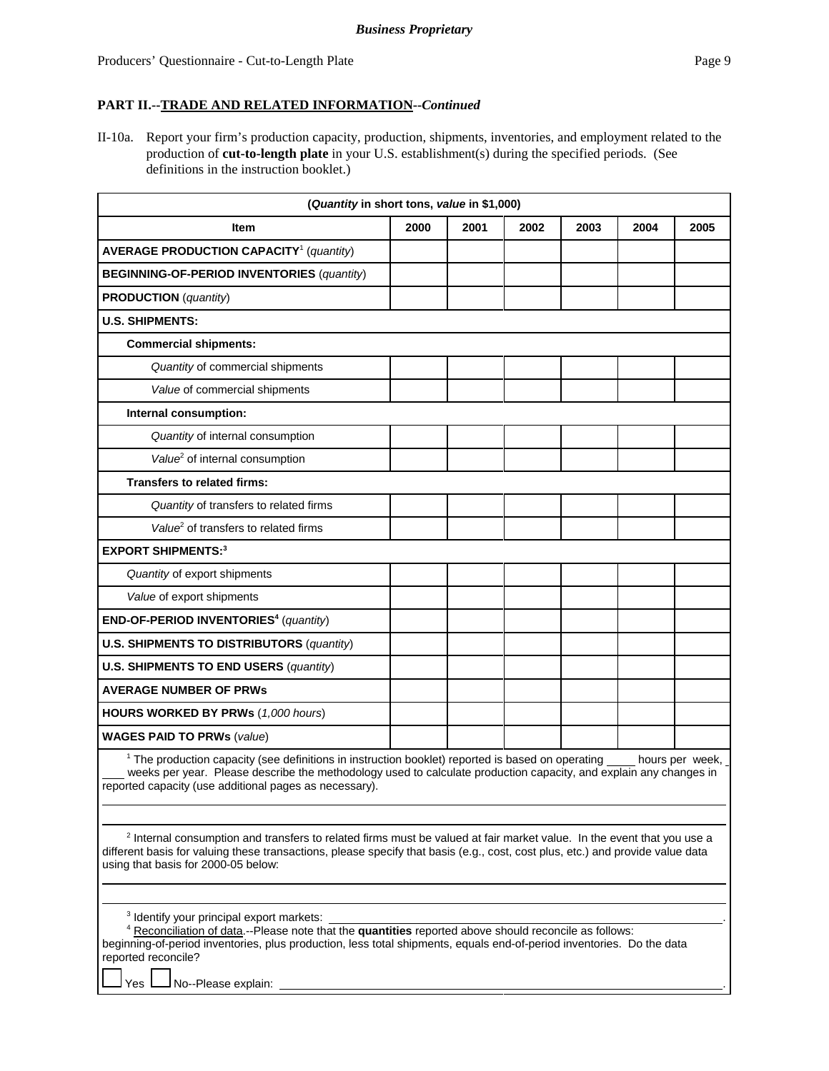**Business Proprietary**

Producers' Questionnaire - Cut-to-Length Plate

**PART II.--TRADE AND RELATED INFORMATION--*Continued***

II-10a. Report your firm's production capacity, production, shipments, inventories, and employment related to the production of **cut-to-length plate** in your U.S. establishment(s) during the specified periods. (See definitions in the instruction booklet.)

| (*Quantity* in short tons, *value* in $1,000) | | | | | | |
|---|---|---|---|---|---|---|
| **Item** | **2000** | **2001** | **2002** | **2003** | **2004** | **2005** |
| **AVERAGE PRODUCTION CAPACITY**[1] (*quantity*) | | | | | | |
| **BEGINNING-OF-PERIOD INVENTORIES** (*quantity*) | | | | | | |
| **PRODUCTION** (*quantity*) | | | | | | |
| **U.S. SHIPMENTS:** | | | | | | |
| **Commercial shipments:** | | | | | | |
| *Quantity* of commercial shipments | | | | | | |
| *Value* of commercial shipments | | | | | | |
| **Internal consumption:** | | | | | | |
| *Quantity* of internal consumption | | | | | | |
| *Value*[2] of internal consumption | | | | | | |
| **Transfers to related firms:** | | | | | | |
| *Quantity* of transfers to related firms | | | | | | |
| *Value*[2] of transfers to related firms | | | | | | |
| **EXPORT SHIPMENTS:**[3] | | | | | | |
| *Quantity* of export shipments | | | | | | |
| *Value* of export shipments | | | | | | |
| **END-OF-PERIOD INVENTORIES**[4] (*quantity*) | | | | | | |
| **U.S. SHIPMENTS TO DISTRIBUTORS** (*quantity*) | | | | | | |
| **U.S. SHIPMENTS TO END USERS** (*quantity*) | | | | | | |
| **AVERAGE NUMBER OF PRWs** | | | | | | |
| **HOURS WORKED BY PRWs** (*1,000 hours*) | | | | | | |
| **WAGES PAID TO PRWs** (*value*) | | | | | | |

[1] The production capacity (see definitions in instruction booklet) reported is based on operating ____ hours per week, ____ weeks per year. Please describe the methodology used to calculate production capacity, and explain any changes in reported capacity (use additional pages as necessary).

______________________________________________________________________

______________________________________________________________________

[2] Internal consumption and transfers to related firms must be valued at fair market value. In the event that you use a different basis for valuing these transactions, please specify that basis (e.g., cost, cost plus, etc.) and provide value data using that basis for 2000-05 below:

______________________________________________________________________

______________________________________________________________________

[3] Identify your principal export markets: ______________________________________________.

[4] Reconciliation of data.--Please note that the **quantities** reported above should reconcile as follows: beginning-of-period inventories, plus production, less total shipments, equals end-of-period inventories. Do the data reported reconcile?

☐ Yes ☐ No--Please explain: ______________________________________________.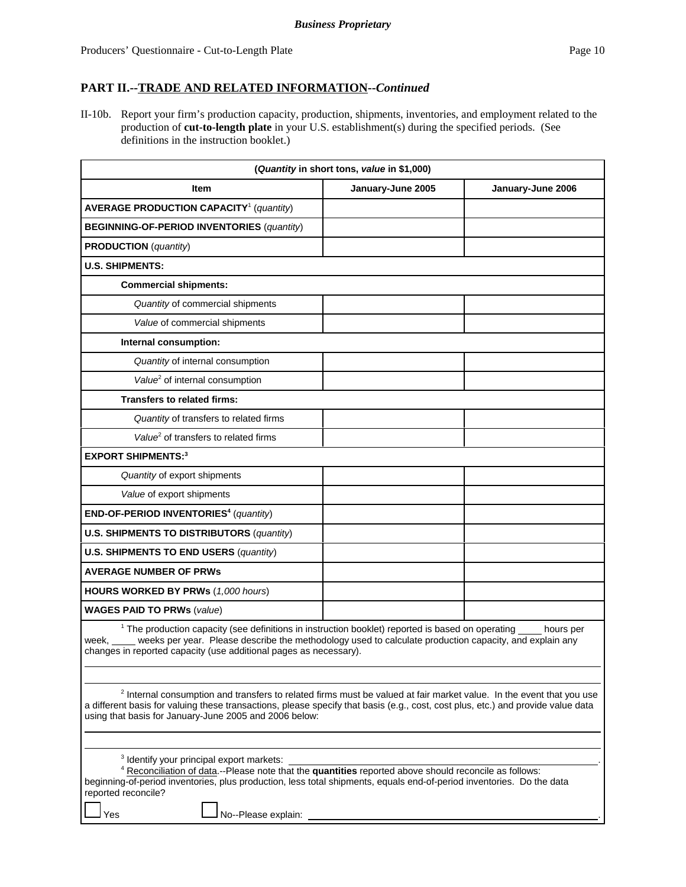## PART II.--TRADE AND RELATED INFORMATION--*Continued*

II-10b. Report your firm's production capacity, production, shipments, inventories, and employment related to the production of **cut-to-length plate** in your U.S. establishment(s) during the specified periods. (See definitions in the instruction booklet.)

| (*Quantity* in short tons, *value* in $1,000) | | |
|---|---|---|
| **Item** | **January-June 2005** | **January-June 2006** |
| **AVERAGE PRODUCTION CAPACITY**[1] (*quantity*) | | |
| **BEGINNING-OF-PERIOD INVENTORIES** (*quantity*) | | |
| **PRODUCTION** (*quantity*) | | |
| **U.S. SHIPMENTS:** | | |
| **Commercial shipments:** | | |
| *Quantity* of commercial shipments | | |
| *Value* of commercial shipments | | |
| **Internal consumption:** | | |
| *Quantity* of internal consumption | | |
| *Value*[2] of internal consumption | | |
| **Transfers to related firms:** | | |
| *Quantity* of transfers to related firms | | |
| *Value*[2] of transfers to related firms | | |
| **EXPORT SHIPMENTS:**[3] | | |
| *Quantity* of export shipments | | |
| *Value* of export shipments | | |
| **END-OF-PERIOD INVENTORIES**[4] (*quantity*) | | |
| **U.S. SHIPMENTS TO DISTRIBUTORS** (*quantity*) | | |
| **U.S. SHIPMENTS TO END USERS** (*quantity*) | | |
| **AVERAGE NUMBER OF PRWs** | | |
| **HOURS WORKED BY PRWs** (*1,000 hours*) | | |
| **WAGES PAID TO PRWs** (*value*) | | |

[1] The production capacity (see definitions in instruction booklet) reported is based on operating ____ hours per week, ____ weeks per year. Please describe the methodology used to calculate production capacity, and explain any changes in reported capacity (use additional pages as necessary).

[2] Internal consumption and transfers to related firms must be valued at fair market value. In the event that you use a different basis for valuing these transactions, please specify that basis (e.g., cost, cost plus, etc.) and provide value data using that basis for January-June 2005 and 2006 below:

[3] Identify your principal export markets: ______________________.

[4] Reconciliation of data.--Please note that the **quantities** reported above should reconcile as follows: beginning-of-period inventories, plus production, less total shipments, equals end-of-period inventories. Do the data reported reconcile?

☐ Yes ☐ No--Please explain: ______________________.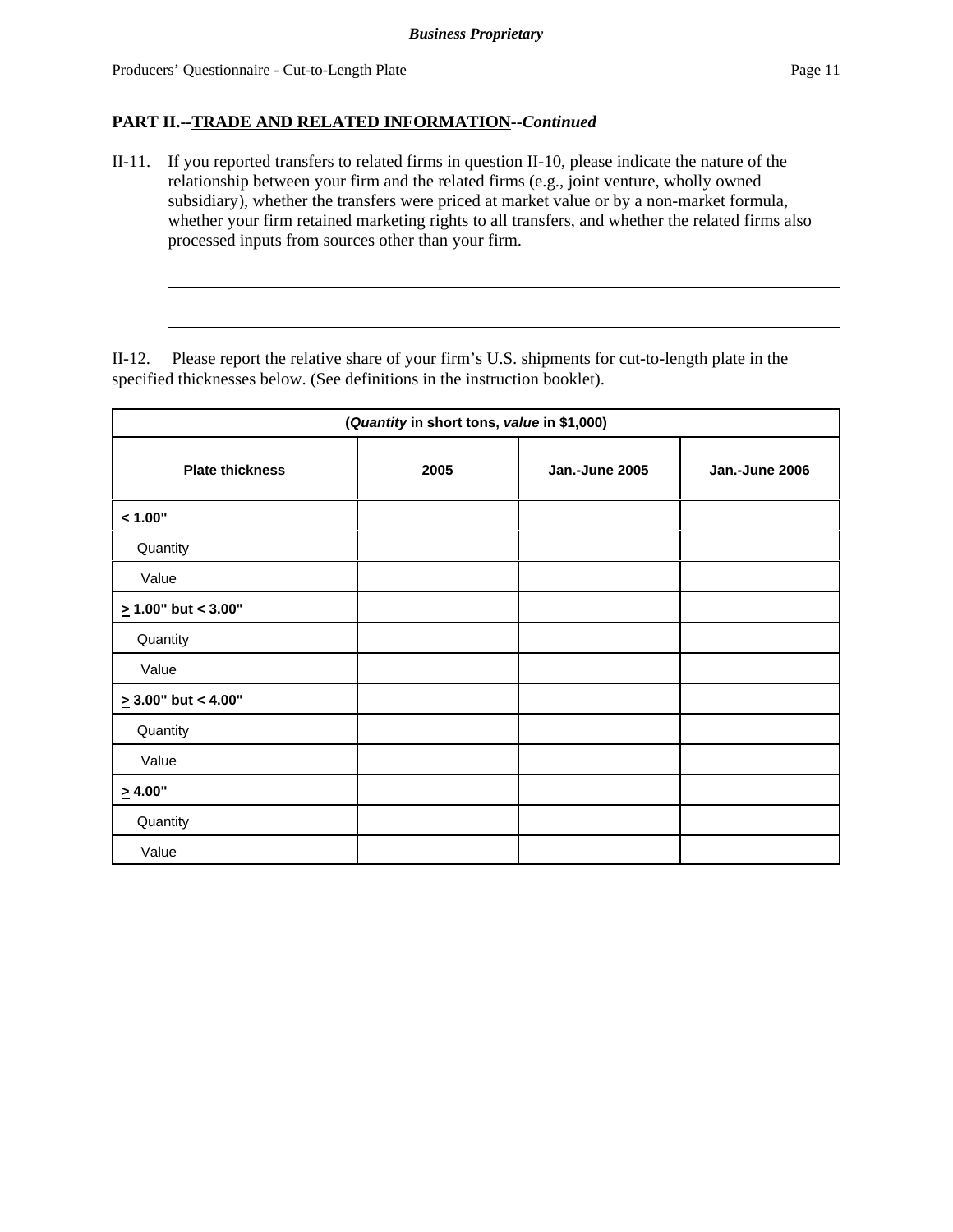**PART II.--TRADE AND RELATED INFORMATION--*Continued***

II-11. If you reported transfers to related firms in question II-10, please indicate the nature of the relationship between your firm and the related firms (e.g., joint venture, wholly owned subsidiary), whether the transfers were priced at market value or by a non-market formula, whether your firm retained marketing rights to all transfers, and whether the related firms also processed inputs from sources other than your firm.

______________________________________________________________________________

______________________________________________________________________________

II-12. Please report the relative share of your firm's U.S. shipments for cut-to-length plate in the specified thicknesses below. (See definitions in the instruction booklet).

| (*Quantity* in short tons, *value* in $1,000) | | | |
|---|---|---|---|
| **Plate thickness** | **2005** | **Jan.-June 2005** | **Jan.-June 2006** |
| **< 1.00"** | | | |
| Quantity | | | |
| Value | | | |
| **≥ 1.00" but < 3.00"** | | | |
| Quantity | | | |
| Value | | | |
| **≥ 3.00" but < 4.00"** | | | |
| Quantity | | | |
| Value | | | |
| **≥ 4.00"** | | | |
| Quantity | | | |
| Value | | | |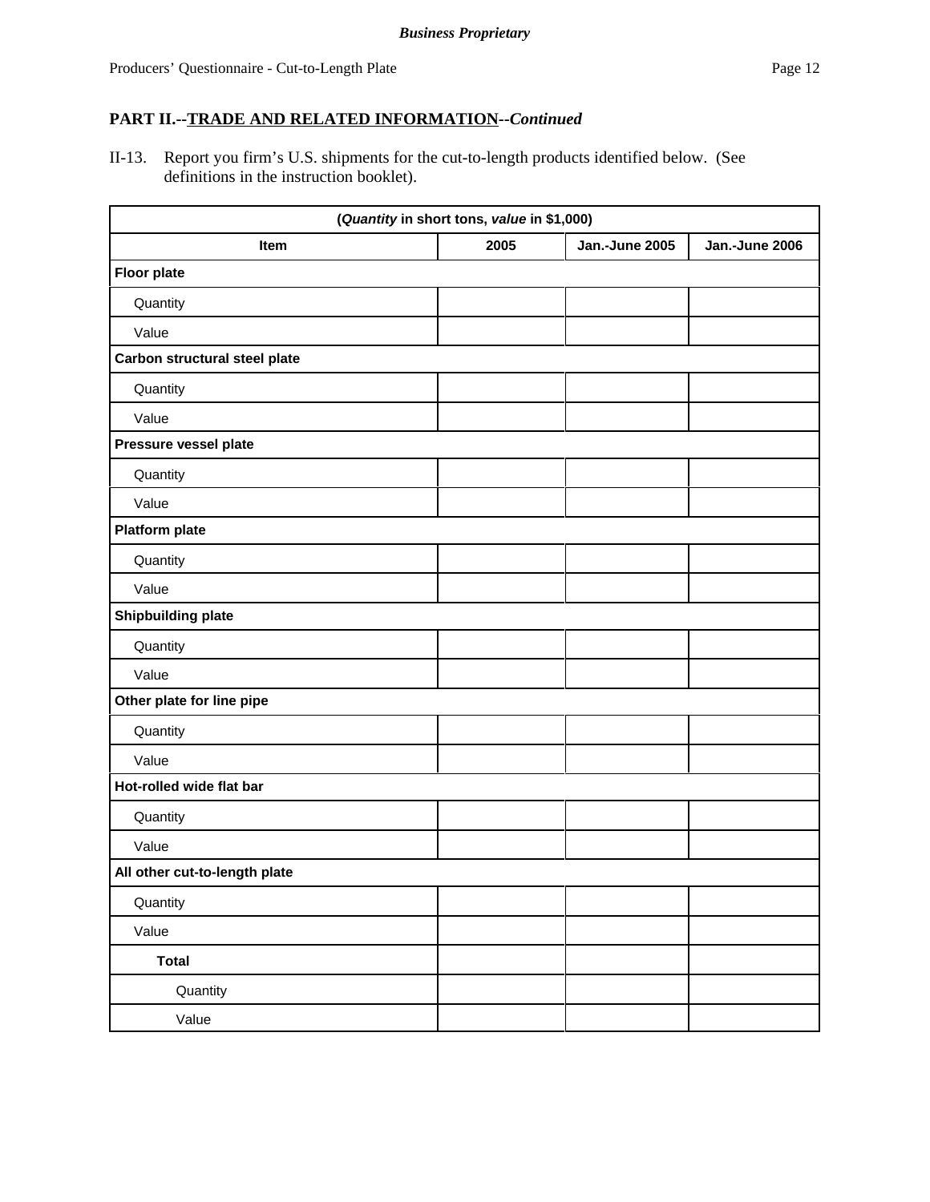**PART II.--TRADE AND RELATED INFORMATION--*Continued***

II-13. Report you firm's U.S. shipments for the cut-to-length products identified below. (See definitions in the instruction booklet).

| (*Quantity* in short tons, *value* in $1,000) | | | |
|---|---|---|---|
| **Item** | **2005** | **Jan.-June 2005** | **Jan.-June 2006** |
| **Floor plate** | | | |
| Quantity | | | |
| Value | | | |
| **Carbon structural steel plate** | | | |
| Quantity | | | |
| Value | | | |
| **Pressure vessel plate** | | | |
| Quantity | | | |
| Value | | | |
| **Platform plate** | | | |
| Quantity | | | |
| Value | | | |
| **Shipbuilding plate** | | | |
| Quantity | | | |
| Value | | | |
| **Other plate for line pipe** | | | |
| Quantity | | | |
| Value | | | |
| **Hot-rolled wide flat bar** | | | |
| Quantity | | | |
| Value | | | |
| **All other cut-to-length plate** | | | |
| Quantity | | | |
| Value | | | |
| **Total** | | | |
| Quantity | | | |
| Value | | | |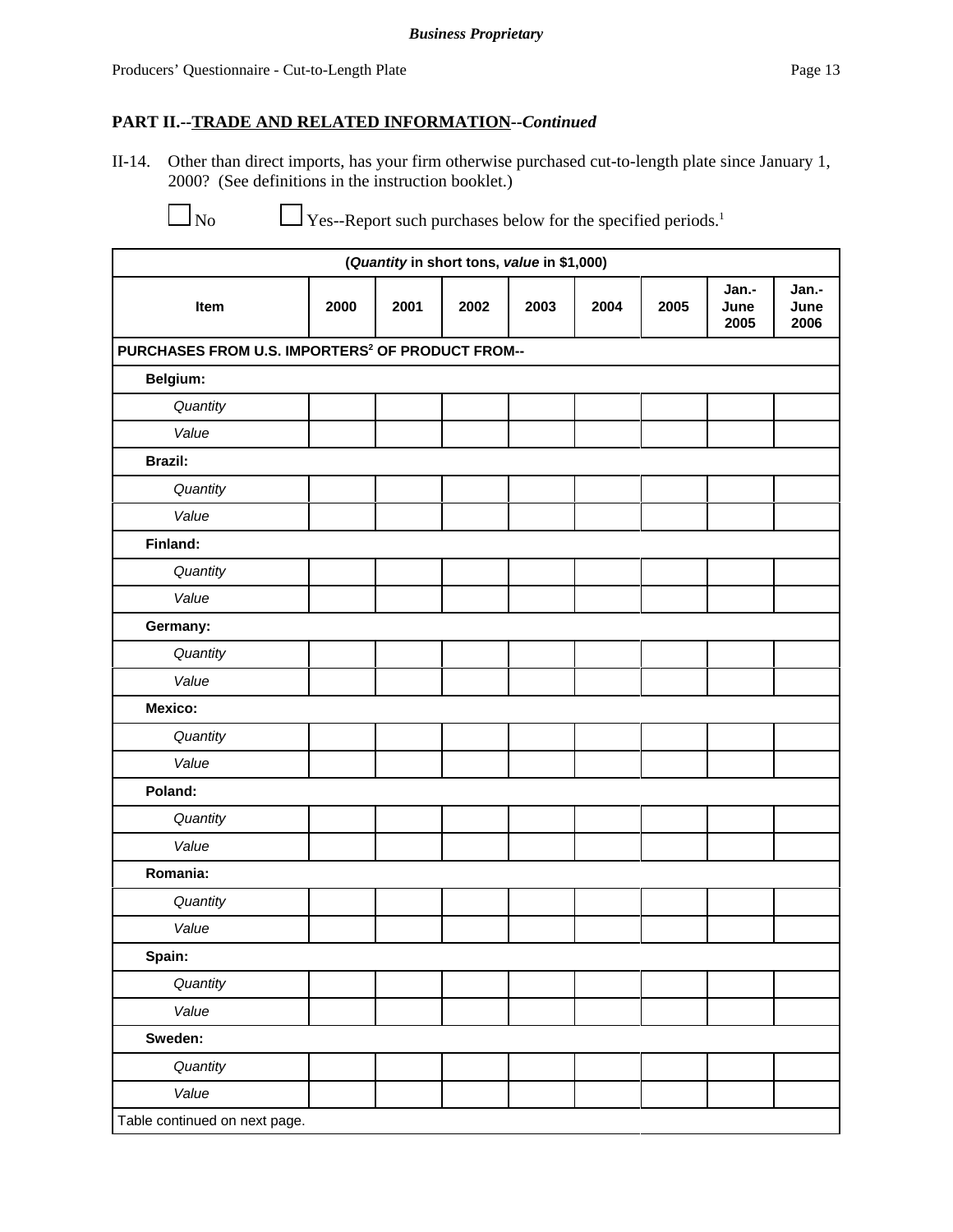## PART II.--TRADE AND RELATED INFORMATION--*Continued*

II-14. Other than direct imports, has your firm otherwise purchased cut-to-length plate since January 1, 2000? (See definitions in the instruction booklet.)

☐ No ☐ Yes--Report such purchases below for the specified periods.[1]

| (*Quantity* in short tons, *value* in $1,000) | | | | | | | | |
|---|---|---|---|---|---|---|---|---|
| **Item** | **2000** | **2001** | **2002** | **2003** | **2004** | **2005** | **Jan.-June 2005** | **Jan.-June 2006** |
| **PURCHASES FROM U.S. IMPORTERS[2] OF PRODUCT FROM--** | | | | | | | | |
| **Belgium:** | | | | | | | | |
| *Quantity* | | | | | | | | |
| *Value* | | | | | | | | |
| **Brazil:** | | | | | | | | |
| *Quantity* | | | | | | | | |
| *Value* | | | | | | | | |
| **Finland:** | | | | | | | | |
| *Quantity* | | | | | | | | |
| *Value* | | | | | | | | |
| **Germany:** | | | | | | | | |
| *Quantity* | | | | | | | | |
| *Value* | | | | | | | | |
| **Mexico:** | | | | | | | | |
| *Quantity* | | | | | | | | |
| *Value* | | | | | | | | |
| **Poland:** | | | | | | | | |
| *Quantity* | | | | | | | | |
| *Value* | | | | | | | | |
| **Romania:** | | | | | | | | |
| *Quantity* | | | | | | | | |
| *Value* | | | | | | | | |
| **Spain:** | | | | | | | | |
| *Quantity* | | | | | | | | |
| *Value* | | | | | | | | |
| **Sweden:** | | | | | | | | |
| *Quantity* | | | | | | | | |
| *Value* | | | | | | | | |
| Table continued on next page. | | | | | | | | |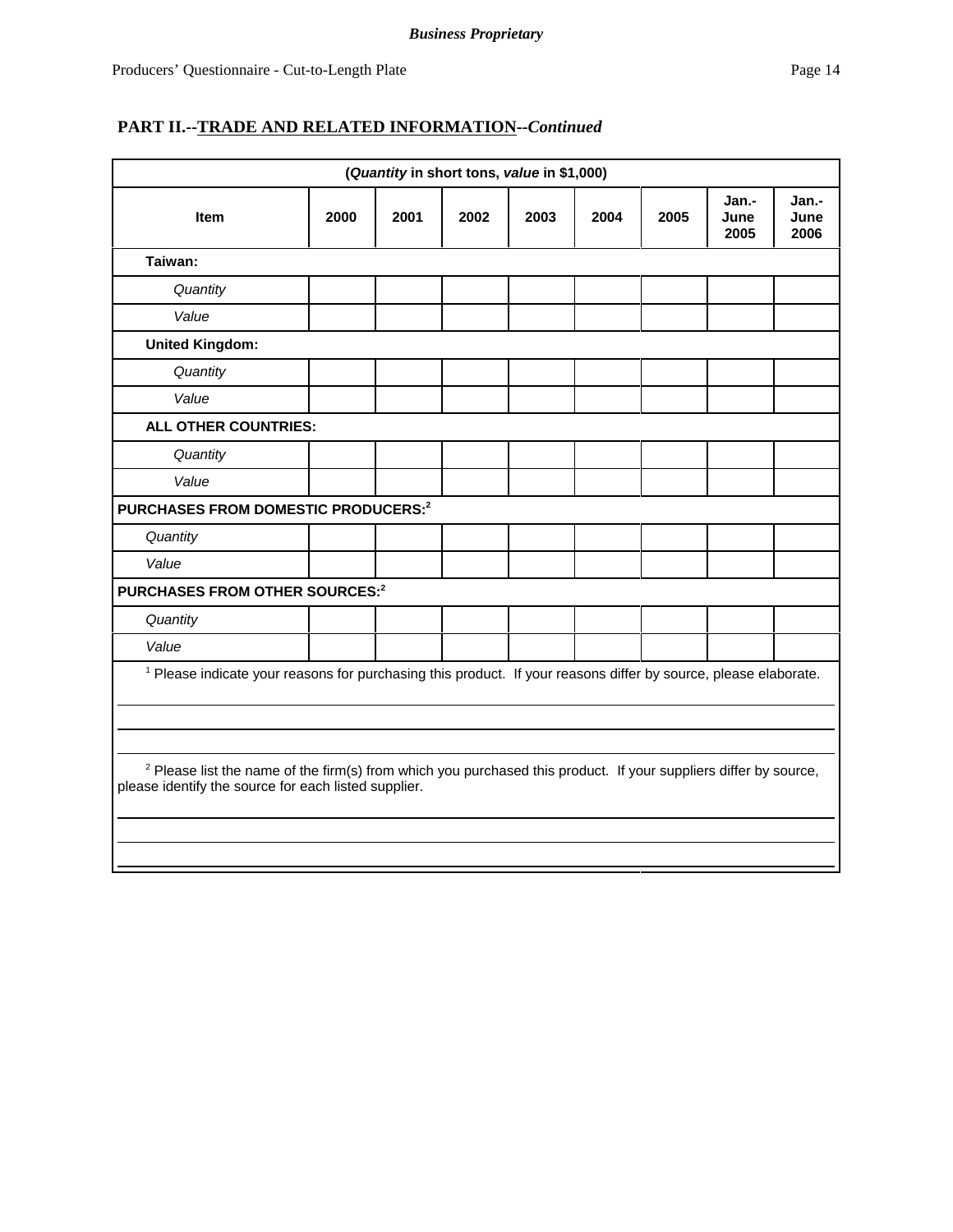**Business Proprietary**

## PART II.--TRADE AND RELATED INFORMATION--*Continued*

| (*Quantity* in short tons, *value* in $1,000) | | | | | | | | |
|---|---|---|---|---|---|---|---|---|
| **Item** | **2000** | **2001** | **2002** | **2003** | **2004** | **2005** | **Jan.-June 2005** | **Jan.-June 2006** |
| **Taiwan:** | | | | | | | | |
| *Quantity* | | | | | | | | |
| *Value* | | | | | | | | |
| **United Kingdom:** | | | | | | | | |
| *Quantity* | | | | | | | | |
| *Value* | | | | | | | | |
| **ALL OTHER COUNTRIES:** | | | | | | | | |
| *Quantity* | | | | | | | | |
| *Value* | | | | | | | | |
| **PURCHASES FROM DOMESTIC PRODUCERS:**[2] | | | | | | | | |
| *Quantity* | | | | | | | | |
| *Value* | | | | | | | | |
| **PURCHASES FROM OTHER SOURCES:**[2] | | | | | | | | |
| *Quantity* | | | | | | | | |
| *Value* | | | | | | | | |

[1] Please indicate your reasons for purchasing this product. If your reasons differ by source, please elaborate.

______________________________________________________________________

______________________________________________________________________

______________________________________________________________________

[2] Please list the name of the firm(s) from which you purchased this product. If your suppliers differ by source, please identify the source for each listed supplier.

______________________________________________________________________

______________________________________________________________________

______________________________________________________________________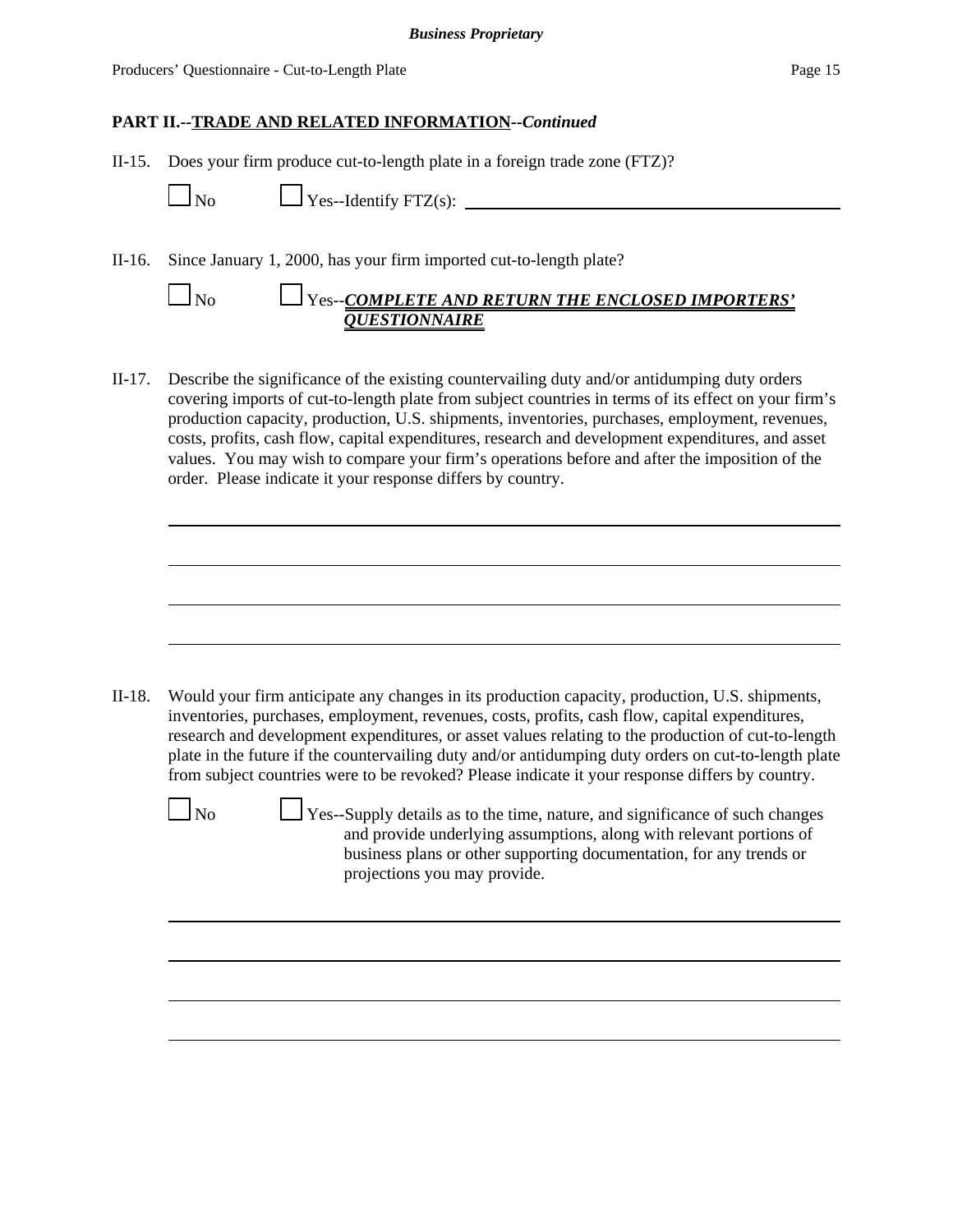## PART II.--TRADE AND RELATED INFORMATION--*Continued*

II-15. Does your firm produce cut-to-length plate in a foreign trade zone (FTZ)?

☐ No ☐ Yes--Identify FTZ(s): \_\_\_\_\_\_\_\_\_\_\_\_\_\_\_\_\_\_\_\_\_\_\_\_\_\_\_\_\_\_\_\_\_\_\_\_\_\_\_\_

II-16. Since January 1, 2000, has your firm imported cut-to-length plate?

☐ No ☐ Yes--***COMPLETE AND RETURN THE ENCLOSED IMPORTERS' QUESTIONNAIRE***

II-17. Describe the significance of the existing countervailing duty and/or antidumping duty orders covering imports of cut-to-length plate from subject countries in terms of its effect on your firm's production capacity, production, U.S. shipments, inventories, purchases, employment, revenues, costs, profits, cash flow, capital expenditures, research and development expenditures, and asset values. You may wish to compare your firm's operations before and after the imposition of the order. Please indicate it your response differs by country.

\_\_\_\_\_\_\_\_\_\_\_\_\_\_\_\_\_\_\_\_\_\_\_\_\_\_\_\_\_\_\_\_\_\_\_\_\_\_\_\_\_\_\_\_\_\_\_\_\_\_\_\_\_\_\_\_\_\_\_\_\_\_\_\_\_\_\_\_\_\_

\_\_\_\_\_\_\_\_\_\_\_\_\_\_\_\_\_\_\_\_\_\_\_\_\_\_\_\_\_\_\_\_\_\_\_\_\_\_\_\_\_\_\_\_\_\_\_\_\_\_\_\_\_\_\_\_\_\_\_\_\_\_\_\_\_\_\_\_\_\_

\_\_\_\_\_\_\_\_\_\_\_\_\_\_\_\_\_\_\_\_\_\_\_\_\_\_\_\_\_\_\_\_\_\_\_\_\_\_\_\_\_\_\_\_\_\_\_\_\_\_\_\_\_\_\_\_\_\_\_\_\_\_\_\_\_\_\_\_\_\_

\_\_\_\_\_\_\_\_\_\_\_\_\_\_\_\_\_\_\_\_\_\_\_\_\_\_\_\_\_\_\_\_\_\_\_\_\_\_\_\_\_\_\_\_\_\_\_\_\_\_\_\_\_\_\_\_\_\_\_\_\_\_\_\_\_\_\_\_\_\_

II-18. Would your firm anticipate any changes in its production capacity, production, U.S. shipments, inventories, purchases, employment, revenues, costs, profits, cash flow, capital expenditures, research and development expenditures, or asset values relating to the production of cut-to-length plate in the future if the countervailing duty and/or antidumping duty orders on cut-to-length plate from subject countries were to be revoked? Please indicate it your response differs by country.

☐ No ☐ Yes--Supply details as to the time, nature, and significance of such changes and provide underlying assumptions, along with relevant portions of business plans or other supporting documentation, for any trends or projections you may provide.

\_\_\_\_\_\_\_\_\_\_\_\_\_\_\_\_\_\_\_\_\_\_\_\_\_\_\_\_\_\_\_\_\_\_\_\_\_\_\_\_\_\_\_\_\_\_\_\_\_\_\_\_\_\_\_\_\_\_\_\_\_\_\_\_\_\_\_\_\_\_

\_\_\_\_\_\_\_\_\_\_\_\_\_\_\_\_\_\_\_\_\_\_\_\_\_\_\_\_\_\_\_\_\_\_\_\_\_\_\_\_\_\_\_\_\_\_\_\_\_\_\_\_\_\_\_\_\_\_\_\_\_\_\_\_\_\_\_\_\_\_

\_\_\_\_\_\_\_\_\_\_\_\_\_\_\_\_\_\_\_\_\_\_\_\_\_\_\_\_\_\_\_\_\_\_\_\_\_\_\_\_\_\_\_\_\_\_\_\_\_\_\_\_\_\_\_\_\_\_\_\_\_\_\_\_\_\_\_\_\_\_

\_\_\_\_\_\_\_\_\_\_\_\_\_\_\_\_\_\_\_\_\_\_\_\_\_\_\_\_\_\_\_\_\_\_\_\_\_\_\_\_\_\_\_\_\_\_\_\_\_\_\_\_\_\_\_\_\_\_\_\_\_\_\_\_\_\_\_\_\_\_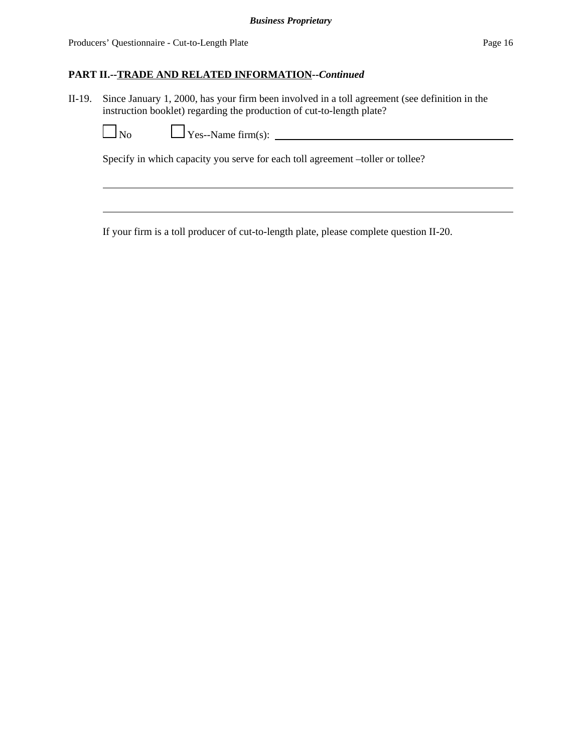**PART II.--TRADE AND RELATED INFORMATION--*Continued***

II-19. Since January 1, 2000, has your firm been involved in a toll agreement (see definition in the instruction booklet) regarding the production of cut-to-length plate?

☐ No ☐ Yes--Name firm(s): ____________________________________________

Specify in which capacity you serve for each toll agreement –toller or tollee?

________________________________________________________________________

________________________________________________________________________

If your firm is a toll producer of cut-to-length plate, please complete question II-20.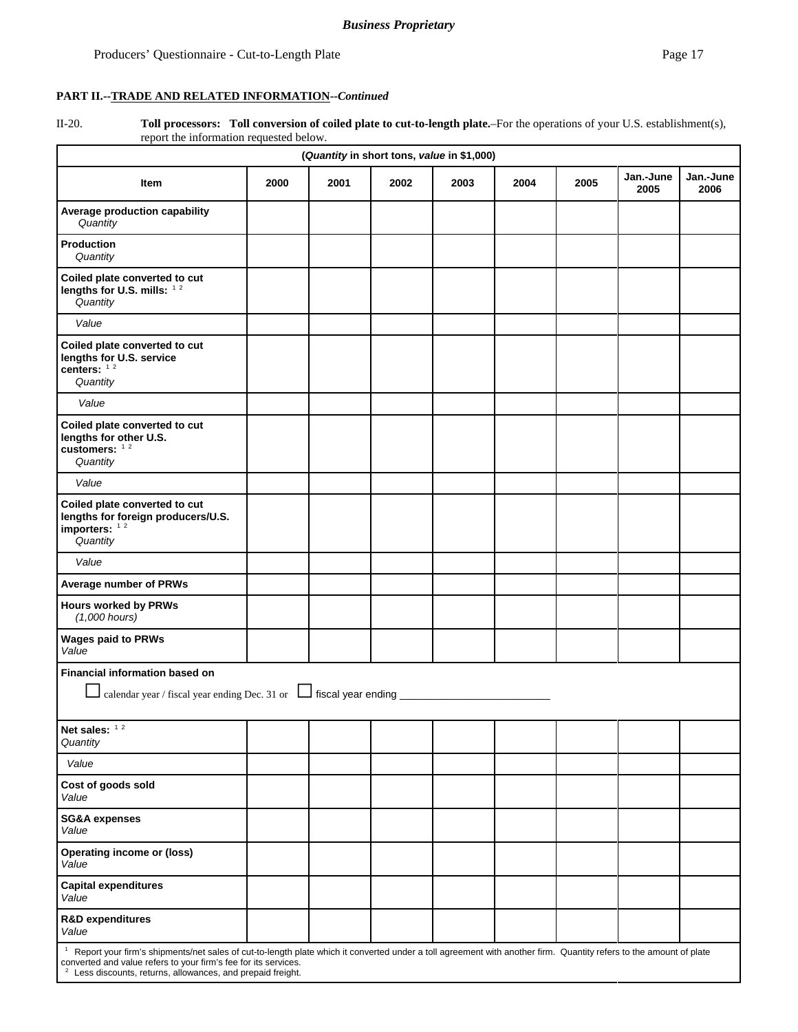**PART II.--TRADE AND RELATED INFORMATION--*Continued***

II-20. **Toll processors: Toll conversion of coiled plate to cut-to-length plate.**–For the operations of your U.S. establishment(s), report the information requested below.

| (*Quantity* in short tons, *value* in $1,000) | | | | | | | | |
|---|---|---|---|---|---|---|---|---|
| **Item** | **2000** | **2001** | **2002** | **2003** | **2004** | **2005** | **Jan.-June 2005** | **Jan.-June 2006** |
| **Average production capability** *Quantity* | | | | | | | | |
| **Production** *Quantity* | | | | | | | | |
| **Coiled plate converted to cut lengths for U.S. mills:** [1 2] *Quantity* | | | | | | | | |
| *Value* | | | | | | | | |
| **Coiled plate converted to cut lengths for U.S. service centers:** [1 2] *Quantity* | | | | | | | | |
| *Value* | | | | | | | | |
| **Coiled plate converted to cut lengths for other U.S. customers:** [1 2] *Quantity* | | | | | | | | |
| *Value* | | | | | | | | |
| **Coiled plate converted to cut lengths for foreign producers/U.S. importers:** [1 2] *Quantity* | | | | | | | | |
| *Value* | | | | | | | | |
| **Average number of PRWs** | | | | | | | | |
| **Hours worked by PRWs** *(1,000 hours)* | | | | | | | | |
| **Wages paid to PRWs** *Value* | | | | | | | | |
| **Financial information based on** ☐ calendar year / fiscal year ending Dec. 31 or ☐ fiscal year ending ____________ | | | | | | | | |
| **Net sales:** [1 2] *Quantity* | | | | | | | | |
| *Value* | | | | | | | | |
| **Cost of goods sold** *Value* | | | | | | | | |
| **SG&A expenses** *Value* | | | | | | | | |
| **Operating income or (loss)** *Value* | | | | | | | | |
| **Capital expenditures** *Value* | | | | | | | | |
| **R&D expenditures** *Value* | | | | | | | | |

[1] Report your firm's shipments/net sales of cut-to-length plate which it converted under a toll agreement with another firm. Quantity refers to the amount of plate converted and value refers to your firm's fee for its services.
[2] Less discounts, returns, allowances, and prepaid freight.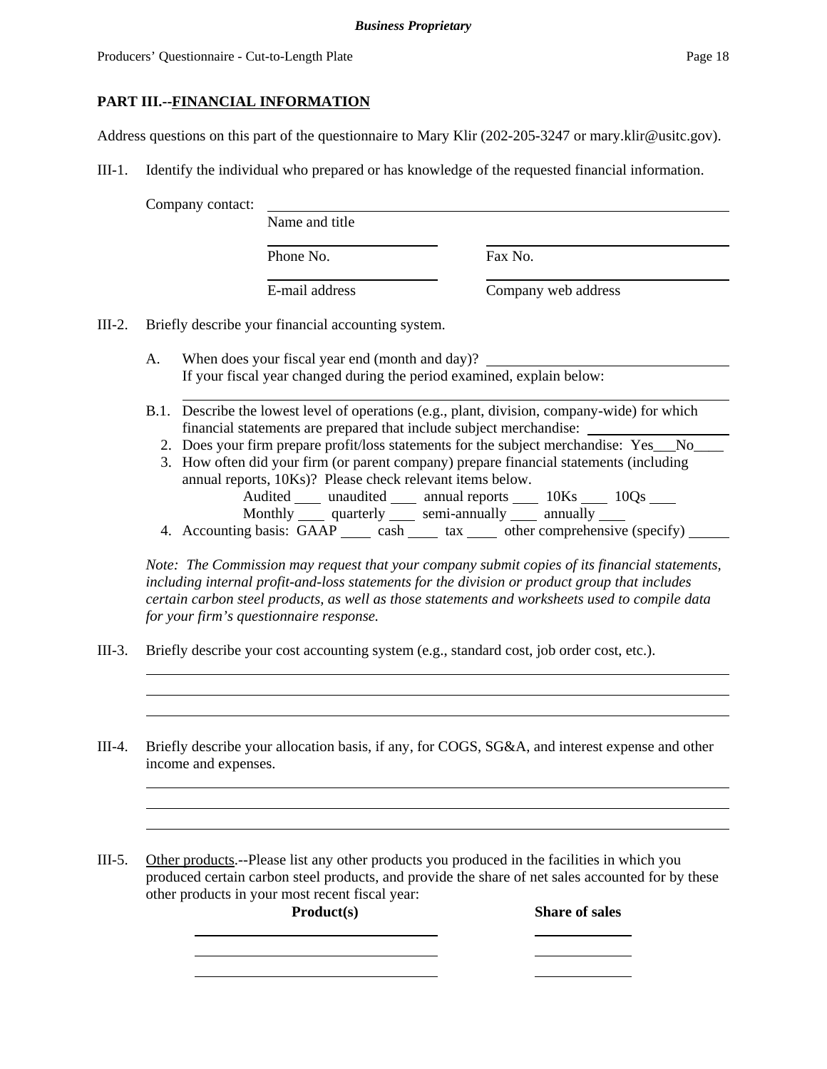## PART III.--FINANCIAL INFORMATION

Address questions on this part of the questionnaire to Mary Klir (202-205-3247 or mary.klir@usitc.gov).

III-1. Identify the individual who prepared or has knowledge of the requested financial information.

Company contact: ______________________________________________

Name and title

______________________ ______________________

Phone No. Fax No.

______________________ ______________________

E-mail address Company web address

III-2. Briefly describe your financial accounting system.

A. When does your fiscal year end (month and day)? ______________________
If your fiscal year changed during the period examined, explain below:

______________________________________________

B.1. Describe the lowest level of operations (e.g., plant, division, company-wide) for which financial statements are prepared that include subject merchandise: ______________

2. Does your firm prepare profit/loss statements for the subject merchandise: Yes___No____

3. How often did your firm (or parent company) prepare financial statements (including annual reports, 10Ks)? Please check relevant items below.
Audited ____ unaudited ____ annual reports ____ 10Ks ____ 10Qs ____
Monthly ____ quarterly ____ semi-annually ____ annually ____

4. Accounting basis: GAAP ____ cash ____ tax ____ other comprehensive (specify) ____

*Note: The Commission may request that your company submit copies of its financial statements, including internal profit-and-loss statements for the division or product group that includes certain carbon steel products, as well as those statements and worksheets used to compile data for your firm's questionnaire response.*

III-3. Briefly describe your cost accounting system (e.g., standard cost, job order cost, etc.).

______________________________________________

______________________________________________

______________________________________________

III-4. Briefly describe your allocation basis, if any, for COGS, SG&A, and interest expense and other income and expenses.

______________________________________________

______________________________________________

______________________________________________

III-5. Other products.--Please list any other products you produced in the facilities in which you produced certain carbon steel products, and provide the share of net sales accounted for by these other products in your most recent fiscal year:

| Product(s) | Share of sales |
|---|---|
| | |
| | |
| | |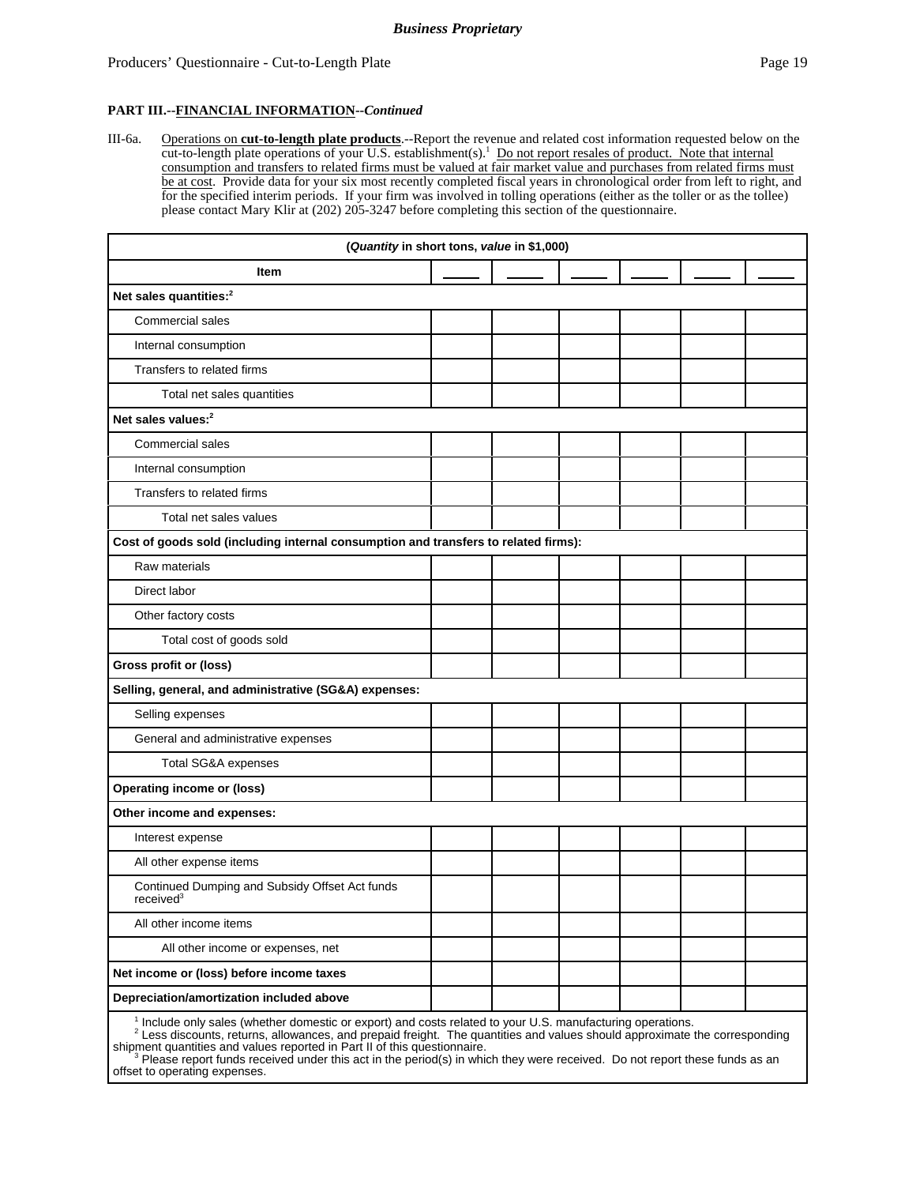**Business Proprietary**

**PART III.--FINANCIAL INFORMATION--*Continued***

III-6a. Operations on **cut-to-length plate products**.--Report the revenue and related cost information requested below on the cut-to-length plate operations of your U.S. establishment(s).[1] Do not report resales of product. Note that internal consumption and transfers to related firms must be valued at fair market value and purchases from related firms must be at cost. Provide data for your six most recently completed fiscal years in chronological order from left to right, and for the specified interim periods. If your firm was involved in tolling operations (either as the toller or as the tollee) please contact Mary Klir at (202) 205-3247 before completing this section of the questionnaire.

| (*Quantity* in short tons, *value* in $1,000) | | | | | | |
|---|---|---|---|---|---|---|
| **Item** | ____ | ____ | ____ | ____ | ____ | ____ |
| **Net sales quantities:**[2] | | | | | | |
| Commercial sales | | | | | | |
| Internal consumption | | | | | | |
| Transfers to related firms | | | | | | |
| Total net sales quantities | | | | | | |
| **Net sales values:**[2] | | | | | | |
| Commercial sales | | | | | | |
| Internal consumption | | | | | | |
| Transfers to related firms | | | | | | |
| Total net sales values | | | | | | |
| **Cost of goods sold (including internal consumption and transfers to related firms):** | | | | | | |
| Raw materials | | | | | | |
| Direct labor | | | | | | |
| Other factory costs | | | | | | |
| Total cost of goods sold | | | | | | |
| **Gross profit or (loss)** | | | | | | |
| **Selling, general, and administrative (SG&A) expenses:** | | | | | | |
| Selling expenses | | | | | | |
| General and administrative expenses | | | | | | |
| Total SG&A expenses | | | | | | |
| **Operating income or (loss)** | | | | | | |
| **Other income and expenses:** | | | | | | |
| Interest expense | | | | | | |
| All other expense items | | | | | | |
| Continued Dumping and Subsidy Offset Act funds received[3] | | | | | | |
| All other income items | | | | | | |
| All other income or expenses, net | | | | | | |
| **Net income or (loss) before income taxes** | | | | | | |
| **Depreciation/amortization included above** | | | | | | |

[1] Include only sales (whether domestic or export) and costs related to your U.S. manufacturing operations.
[2] Less discounts, returns, allowances, and prepaid freight. The quantities and values should approximate the corresponding shipment quantities and values reported in Part II of this questionnaire.
[3] Please report funds received under this act in the period(s) in which they were received. Do not report these funds as an offset to operating expenses.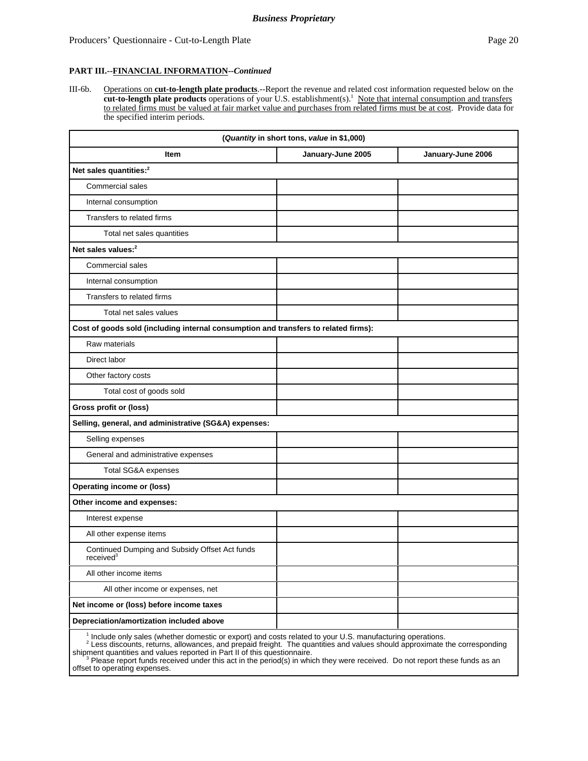**PART III.--FINANCIAL INFORMATION--*Continued***

III-6b. Operations on **cut-to-length plate products**.--Report the revenue and related cost information requested below on the **cut-to-length plate products** operations of your U.S. establishment(s).[1] Note that internal consumption and transfers to related firms must be valued at fair market value and purchases from related firms must be at cost. Provide data for the specified interim periods.

| (*Quantity* in short tons, *value* in $1,000) | | |
|---|---|---|
| **Item** | **January-June 2005** | **January-June 2006** |
| **Net sales quantities:**[2] | | |
| Commercial sales | | |
| Internal consumption | | |
| Transfers to related firms | | |
| Total net sales quantities | | |
| **Net sales values:**[2] | | |
| Commercial sales | | |
| Internal consumption | | |
| Transfers to related firms | | |
| Total net sales values | | |
| **Cost of goods sold (including internal consumption and transfers to related firms):** | | |
| Raw materials | | |
| Direct labor | | |
| Other factory costs | | |
| Total cost of goods sold | | |
| **Gross profit or (loss)** | | |
| **Selling, general, and administrative (SG&A) expenses:** | | |
| Selling expenses | | |
| General and administrative expenses | | |
| Total SG&A expenses | | |
| **Operating income or (loss)** | | |
| **Other income and expenses:** | | |
| Interest expense | | |
| All other expense items | | |
| Continued Dumping and Subsidy Offset Act funds received[3] | | |
| All other income items | | |
| All other income or expenses, net | | |
| **Net income or (loss) before income taxes** | | |
| **Depreciation/amortization included above** | | |

[1] Include only sales (whether domestic or export) and costs related to your U.S. manufacturing operations.
[2] Less discounts, returns, allowances, and prepaid freight. The quantities and values should approximate the corresponding shipment quantities and values reported in Part II of this questionnaire.
[3] Please report funds received under this act in the period(s) in which they were received. Do not report these funds as an offset to operating expenses.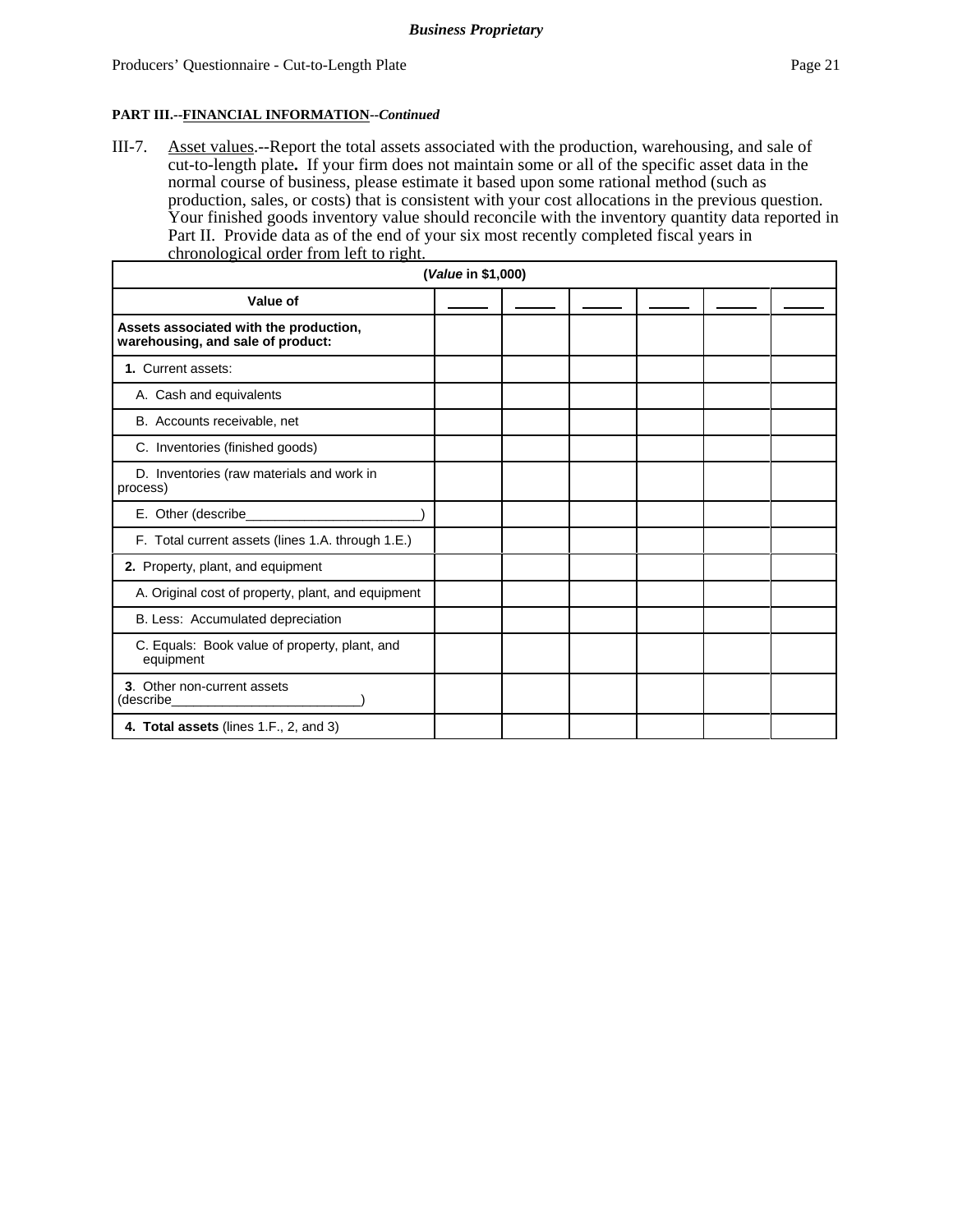**PART III.--FINANCIAL INFORMATION--*Continued***

III-7. Asset values.--Report the total assets associated with the production, warehousing, and sale of cut-to-length plate**.** If your firm does not maintain some or all of the specific asset data in the normal course of business, please estimate it based upon some rational method (such as production, sales, or costs) that is consistent with your cost allocations in the previous question. Your finished goods inventory value should reconcile with the inventory quantity data reported in Part II. Provide data as of the end of your six most recently completed fiscal years in chronological order from left to right.

| (*Value* in $1,000) | | | | | | |
|---|---|---|---|---|---|---|
| **Value of** | _____ | _____ | _____ | _____ | _____ | _____ |
| **Assets associated with the production, warehousing, and sale of product:** | | | | | | |
| **1.** Current assets: | | | | | | |
| A. Cash and equivalents | | | | | | |
| B. Accounts receivable, net | | | | | | |
| C. Inventories (finished goods) | | | | | | |
| D. Inventories (raw materials and work in process) | | | | | | |
| E. Other (describe________________________) | | | | | | |
| F. Total current assets (lines 1.A. through 1.E.) | | | | | | |
| **2.** Property, plant, and equipment | | | | | | |
| A. Original cost of property, plant, and equipment | | | | | | |
| B. Less: Accumulated depreciation | | | | | | |
| C. Equals: Book value of property, plant, and equipment | | | | | | |
| **3**. Other non-current assets (describe__________________________) | | | | | | |
| **4. Total assets** (lines 1.F., 2, and 3) | | | | | | |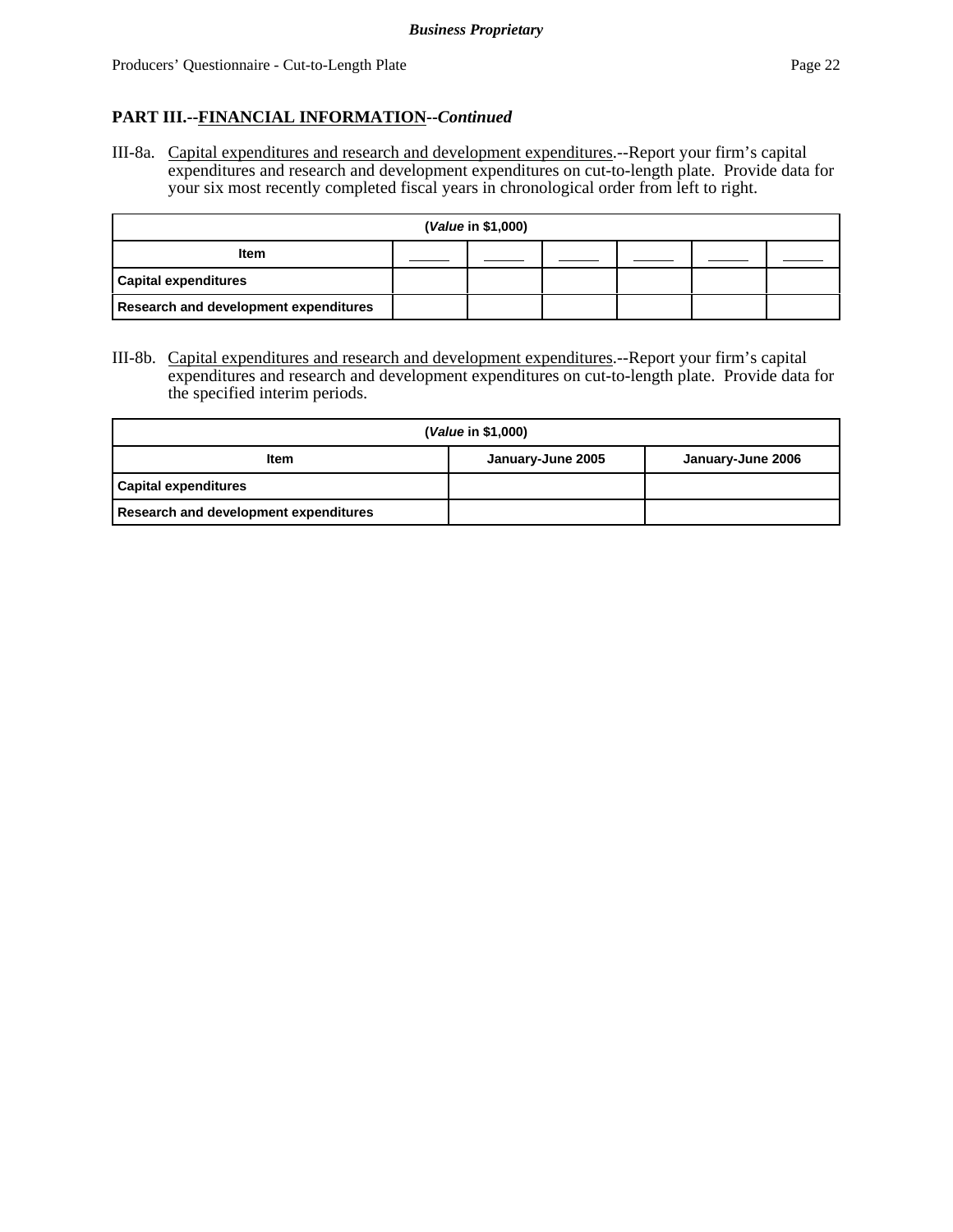**PART III.--FINANCIAL INFORMATION--*Continued***

III-8a. Capital expenditures and research and development expenditures.--Report your firm's capital expenditures and research and development expenditures on cut-to-length plate. Provide data for your six most recently completed fiscal years in chronological order from left to right.

| (*Value* in $1,000) | | | | | | |
|---|---|---|---|---|---|---|
| **Item** | _____ | _____ | _____ | _____ | _____ | _____ |
| **Capital expenditures** | | | | | | |
| **Research and development expenditures** | | | | | | |

III-8b. Capital expenditures and research and development expenditures.--Report your firm's capital expenditures and research and development expenditures on cut-to-length plate. Provide data for the specified interim periods.

| (*Value* in $1,000) | | |
|---|---|---|
| **Item** | **January-June 2005** | **January-June 2006** |
| **Capital expenditures** | | |
| **Research and development expenditures** | | |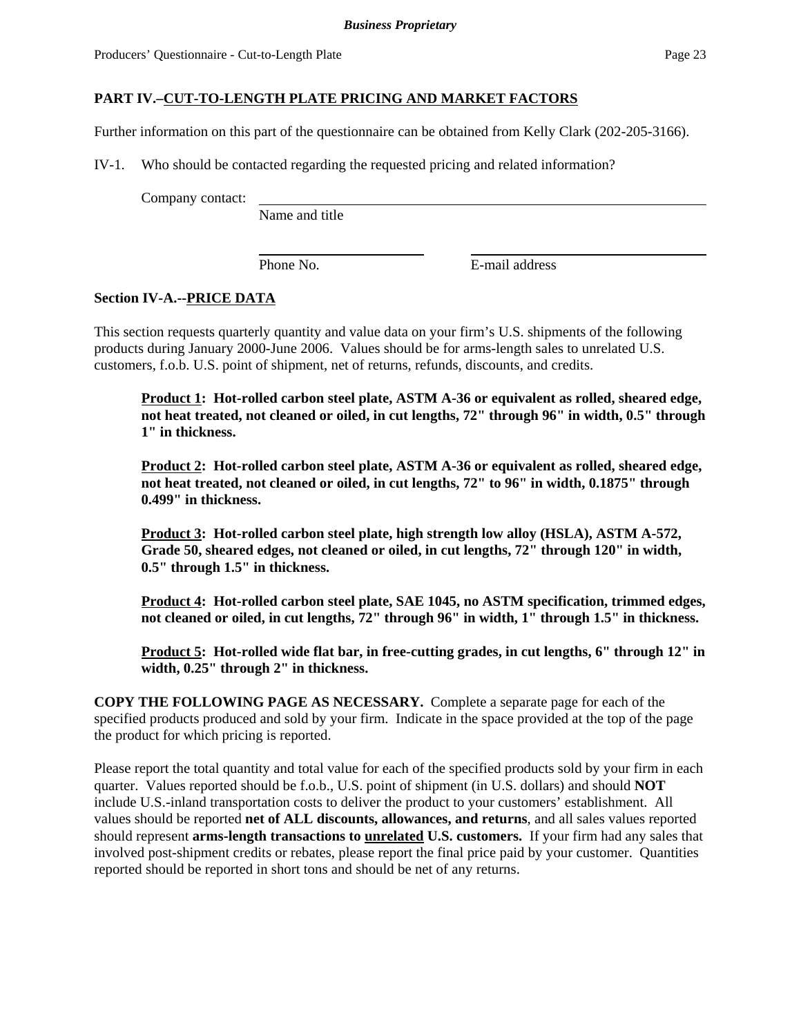## PART IV.–CUT-TO-LENGTH PLATE PRICING AND MARKET FACTORS

Further information on this part of the questionnaire can be obtained from Kelly Clark (202-205-3166).

IV-1. Who should be contacted regarding the requested pricing and related information?

Company contact: ______________________________________________
Name and title

______________________ ______________________________
Phone No. E-mail address

### Section IV-A.--PRICE DATA

This section requests quarterly quantity and value data on your firm's U.S. shipments of the following products during January 2000-June 2006. Values should be for arms-length sales to unrelated U.S. customers, f.o.b. U.S. point of shipment, net of returns, refunds, discounts, and credits.

**Product 1: Hot-rolled carbon steel plate, ASTM A-36 or equivalent as rolled, sheared edge, not heat treated, not cleaned or oiled, in cut lengths, 72" through 96" in width, 0.5" through 1" in thickness.**

**Product 2: Hot-rolled carbon steel plate, ASTM A-36 or equivalent as rolled, sheared edge, not heat treated, not cleaned or oiled, in cut lengths, 72" to 96" in width, 0.1875" through 0.499" in thickness.**

**Product 3: Hot-rolled carbon steel plate, high strength low alloy (HSLA), ASTM A-572, Grade 50, sheared edges, not cleaned or oiled, in cut lengths, 72" through 120" in width, 0.5" through 1.5" in thickness.**

**Product 4: Hot-rolled carbon steel plate, SAE 1045, no ASTM specification, trimmed edges, not cleaned or oiled, in cut lengths, 72" through 96" in width, 1" through 1.5" in thickness.**

**Product 5: Hot-rolled wide flat bar, in free-cutting grades, in cut lengths, 6" through 12" in width, 0.25" through 2" in thickness.**

**COPY THE FOLLOWING PAGE AS NECESSARY.** Complete a separate page for each of the specified products produced and sold by your firm. Indicate in the space provided at the top of the page the product for which pricing is reported.

Please report the total quantity and total value for each of the specified products sold by your firm in each quarter. Values reported should be f.o.b., U.S. point of shipment (in U.S. dollars) and should **NOT** include U.S.-inland transportation costs to deliver the product to your customers' establishment. All values should be reported **net of ALL discounts, allowances, and returns**, and all sales values reported should represent **arms-length transactions to unrelated U.S. customers.** If your firm had any sales that involved post-shipment credits or rebates, please report the final price paid by your customer. Quantities reported should be reported in short tons and should be net of any returns.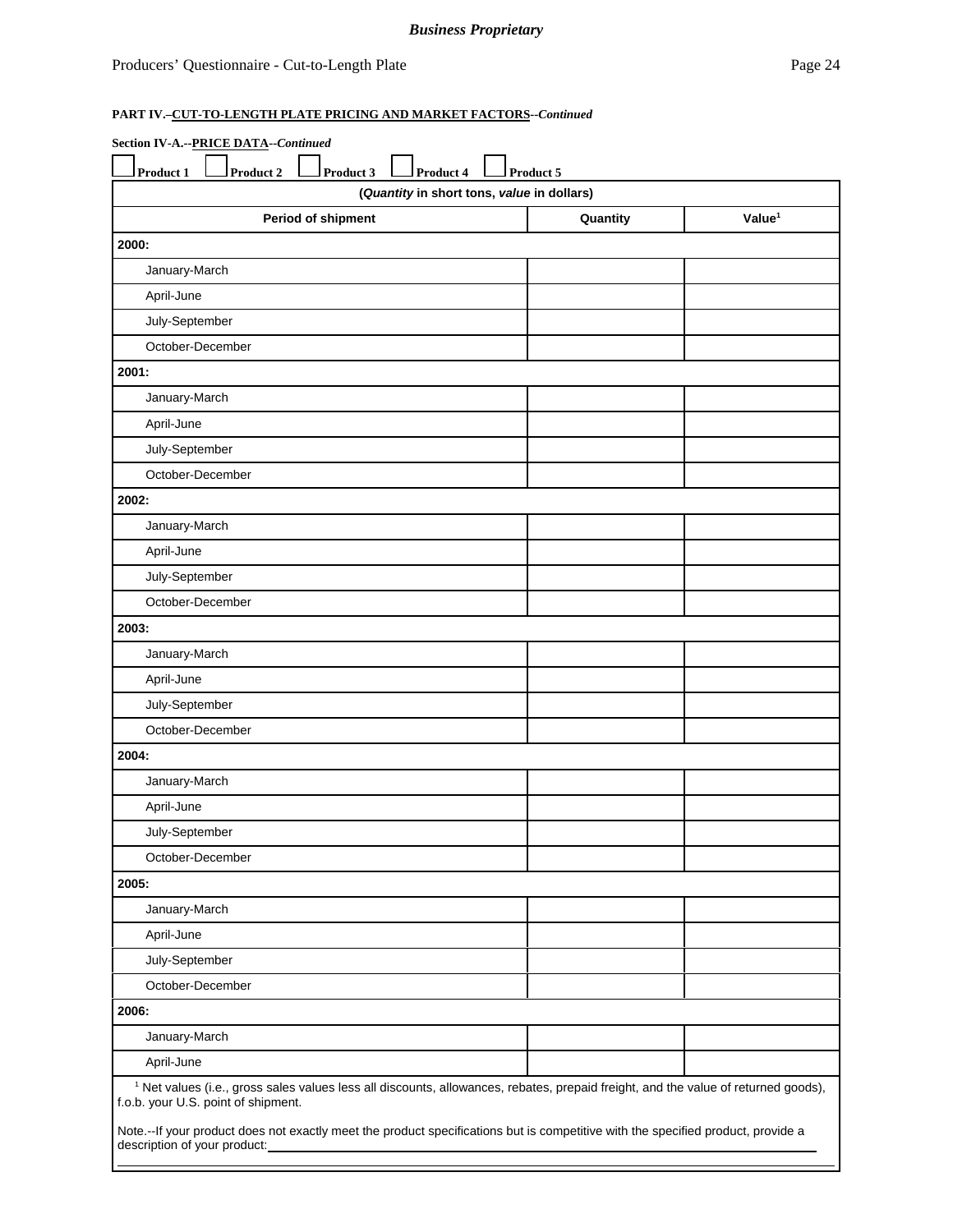*Business Proprietary*

**PART IV.–CUT-TO-LENGTH PLATE PRICING AND MARKET FACTORS--*Continued***

**Section IV-A.--PRICE DATA--*Continued***

☐ Product 1 ☐ Product 2 ☐ Product 3 ☐ Product 4 ☐ Product 5

| (*Quantity* in short tons, *value* in dollars) | | |
|---|---|---|
| **Period of shipment** | **Quantity** | **Value**[1] |
| **2000:** | | |
| January-March | | |
| April-June | | |
| July-September | | |
| October-December | | |
| **2001:** | | |
| January-March | | |
| April-June | | |
| July-September | | |
| October-December | | |
| **2002:** | | |
| January-March | | |
| April-June | | |
| July-September | | |
| October-December | | |
| **2003:** | | |
| January-March | | |
| April-June | | |
| July-September | | |
| October-December | | |
| **2004:** | | |
| January-March | | |
| April-June | | |
| July-September | | |
| October-December | | |
| **2005:** | | |
| January-March | | |
| April-June | | |
| July-September | | |
| October-December | | |
| **2006:** | | |
| January-March | | |
| April-June | | |

[1] Net values (i.e., gross sales values less all discounts, allowances, rebates, prepaid freight, and the value of returned goods), f.o.b. your U.S. point of shipment.

Note.--If your product does not exactly meet the product specifications but is competitive with the specified product, provide a description of your product: ______________________________________________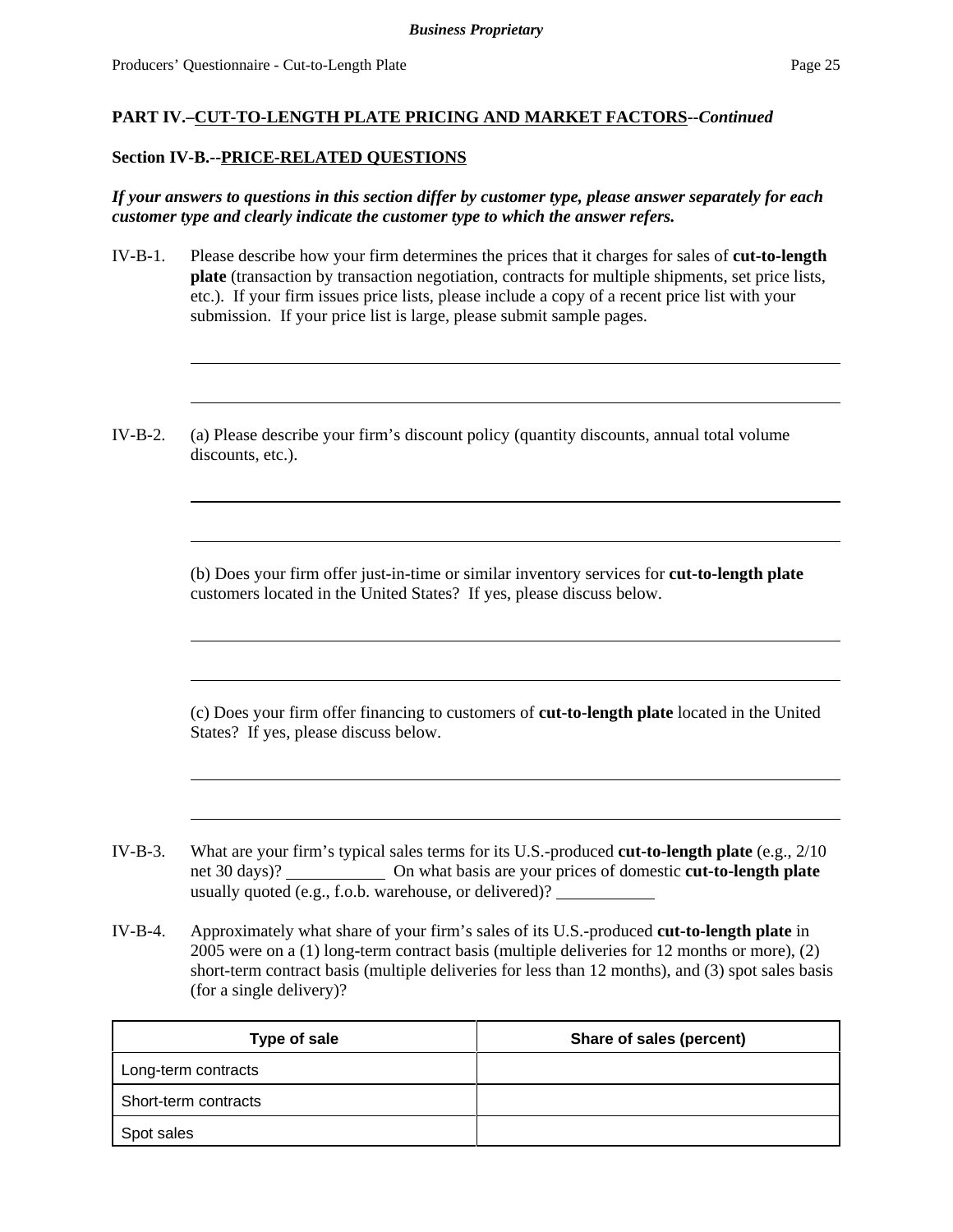**Business Proprietary**

**PART IV.–CUT-TO-LENGTH PLATE PRICING AND MARKET FACTORS--*Continued***

**Section IV-B.--PRICE-RELATED QUESTIONS**

***If your answers to questions in this section differ by customer type, please answer separately for each customer type and clearly indicate the customer type to which the answer refers.***

IV-B-1. Please describe how your firm determines the prices that it charges for sales of **cut-to-length plate** (transaction by transaction negotiation, contracts for multiple shipments, set price lists, etc.). If your firm issues price lists, please include a copy of a recent price list with your submission. If your price list is large, please submit sample pages.

IV-B-2. (a) Please describe your firm's discount policy (quantity discounts, annual total volume discounts, etc.).

(b) Does your firm offer just-in-time or similar inventory services for **cut-to-length plate** customers located in the United States? If yes, please discuss below.

(c) Does your firm offer financing to customers of **cut-to-length plate** located in the United States? If yes, please discuss below.

IV-B-3. What are your firm's typical sales terms for its U.S.-produced **cut-to-length plate** (e.g., 2/10 net 30 days)? ___________ On what basis are your prices of domestic **cut-to-length plate** usually quoted (e.g., f.o.b. warehouse, or delivered)? ___________

IV-B-4. Approximately what share of your firm's sales of its U.S.-produced **cut-to-length plate** in 2005 were on a (1) long-term contract basis (multiple deliveries for 12 months or more), (2) short-term contract basis (multiple deliveries for less than 12 months), and (3) spot sales basis (for a single delivery)?

| Type of sale | Share of sales (percent) |
|---|---|
| Long-term contracts | |
| Short-term contracts | |
| Spot sales | |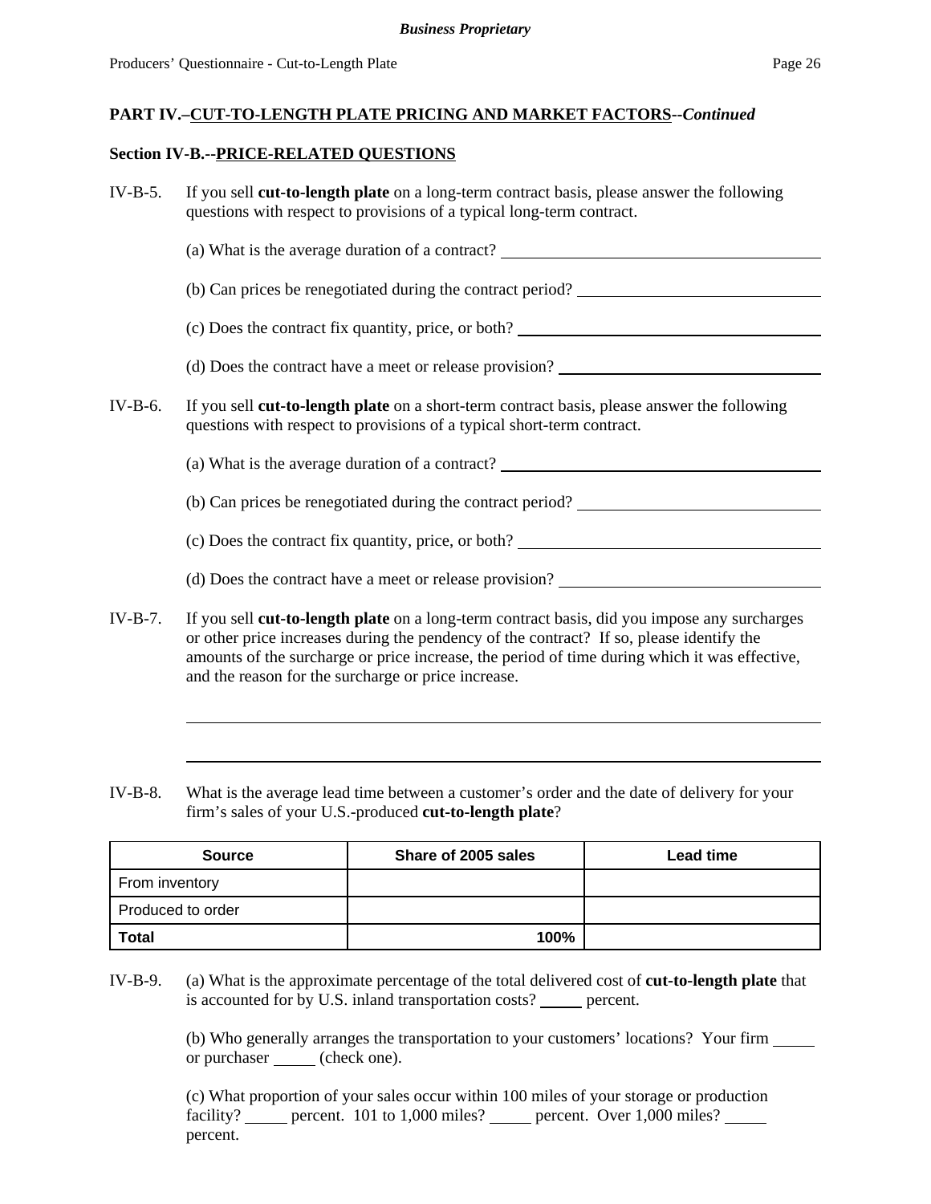**PART IV.–CUT-TO-LENGTH PLATE PRICING AND MARKET FACTORS--*Continued***

**Section IV-B.--PRICE-RELATED QUESTIONS**

IV-B-5. If you sell **cut-to-length plate** on a long-term contract basis, please answer the following questions with respect to provisions of a typical long-term contract.

(a) What is the average duration of a contract? ______________________________

(b) Can prices be renegotiated during the contract period? ______________________

(c) Does the contract fix quantity, price, or both? ___________________________

(d) Does the contract have a meet or release provision? _______________________

IV-B-6. If you sell **cut-to-length plate** on a short-term contract basis, please answer the following questions with respect to provisions of a typical short-term contract.

(a) What is the average duration of a contract? ______________________________

(b) Can prices be renegotiated during the contract period? ______________________

(c) Does the contract fix quantity, price, or both? ___________________________

(d) Does the contract have a meet or release provision? _______________________

IV-B-7. If you sell **cut-to-length plate** on a long-term contract basis, did you impose any surcharges or other price increases during the pendency of the contract? If so, please identify the amounts of the surcharge or price increase, the period of time during which it was effective, and the reason for the surcharge or price increase.

______________________________________________________________________

______________________________________________________________________

IV-B-8. What is the average lead time between a customer's order and the date of delivery for your firm's sales of your U.S.-produced **cut-to-length plate**?

| Source | Share of 2005 sales | Lead time |
|---|---|---|
| From inventory | | |
| Produced to order | | |
| **Total** | **100%** | |

IV-B-9. (a) What is the approximate percentage of the total delivered cost of **cut-to-length plate** that is accounted for by U.S. inland transportation costs? _____ percent.

(b) Who generally arranges the transportation to your customers' locations? Your firm _____ or purchaser _____ (check one).

(c) What proportion of your sales occur within 100 miles of your storage or production facility? _____ percent. 101 to 1,000 miles? _____ percent. Over 1,000 miles? _____ percent.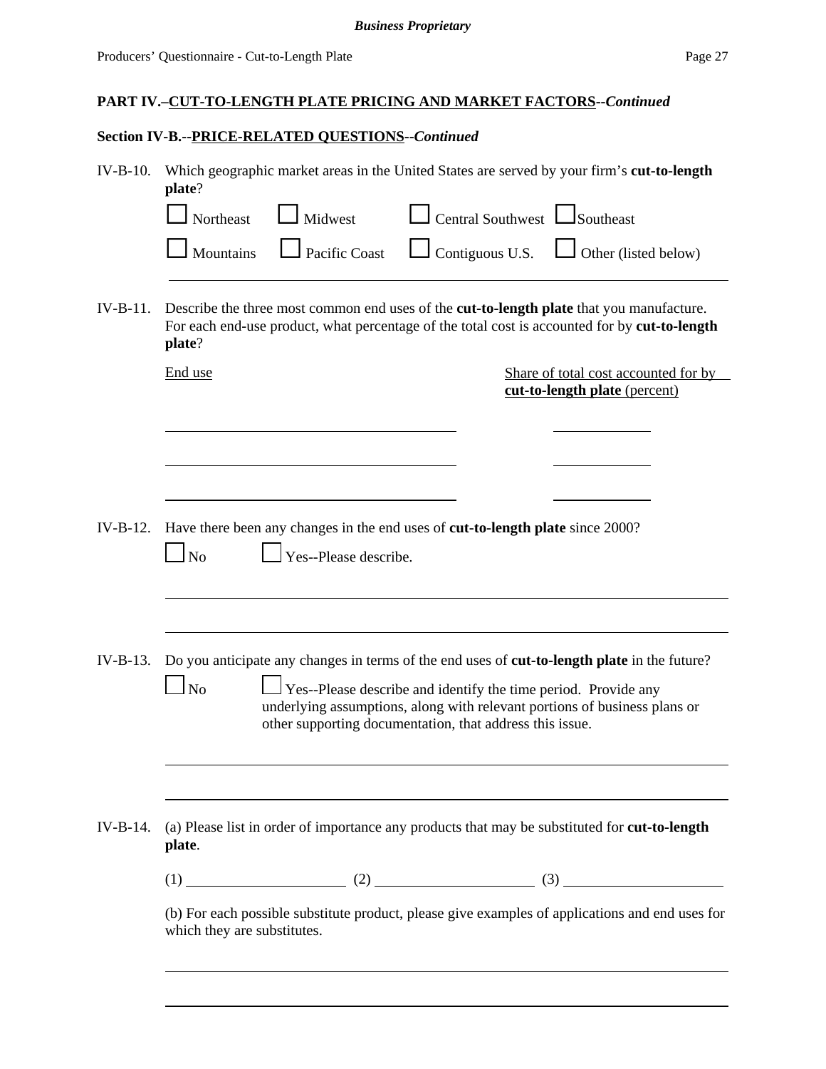**PART IV.–CUT-TO-LENGTH PLATE PRICING AND MARKET FACTORS--*Continued***

**Section IV-B.--PRICE-RELATED QUESTIONS--*Continued***

IV-B-10. Which geographic market areas in the United States are served by your firm's **cut-to-length plate**?

☐ Northeast ☐ Midwest ☐ Central Southwest ☐ Southeast

☐ Mountains ☐ Pacific Coast ☐ Contiguous U.S. ☐ Other (listed below)

\_\_\_\_\_\_\_\_\_\_\_\_\_\_\_\_\_\_\_\_\_\_\_\_\_\_\_\_\_\_\_\_\_\_\_\_\_\_\_\_\_\_\_\_\_\_\_\_\_\_\_\_\_\_\_\_\_\_\_\_

IV-B-11. Describe the three most common end uses of the **cut-to-length plate** that you manufacture. For each end-use product, what percentage of the total cost is accounted for by **cut-to-length plate**?

| End use | Share of total cost accounted for by **cut-to-length plate** (percent) |
|---|---|
| | |
| | |
| | |

IV-B-12. Have there been any changes in the end uses of **cut-to-length plate** since 2000?

☐ No ☐ Yes--Please describe.

\_\_\_\_\_\_\_\_\_\_\_\_\_\_\_\_\_\_\_\_\_\_\_\_\_\_\_\_\_\_\_\_\_\_\_\_\_\_\_\_\_\_\_\_\_\_\_\_\_\_\_\_\_\_\_\_\_\_\_\_

\_\_\_\_\_\_\_\_\_\_\_\_\_\_\_\_\_\_\_\_\_\_\_\_\_\_\_\_\_\_\_\_\_\_\_\_\_\_\_\_\_\_\_\_\_\_\_\_\_\_\_\_\_\_\_\_\_\_\_\_

IV-B-13. Do you anticipate any changes in terms of the end uses of **cut-to-length plate** in the future?

☐ No ☐ Yes--Please describe and identify the time period. Provide any underlying assumptions, along with relevant portions of business plans or other supporting documentation, that address this issue.

\_\_\_\_\_\_\_\_\_\_\_\_\_\_\_\_\_\_\_\_\_\_\_\_\_\_\_\_\_\_\_\_\_\_\_\_\_\_\_\_\_\_\_\_\_\_\_\_\_\_\_\_\_\_\_\_\_\_\_\_

\_\_\_\_\_\_\_\_\_\_\_\_\_\_\_\_\_\_\_\_\_\_\_\_\_\_\_\_\_\_\_\_\_\_\_\_\_\_\_\_\_\_\_\_\_\_\_\_\_\_\_\_\_\_\_\_\_\_\_\_

IV-B-14. (a) Please list in order of importance any products that may be substituted for **cut-to-length plate**.

(1) \_\_\_\_\_\_\_\_\_\_\_\_\_\_\_\_\_\_ (2) \_\_\_\_\_\_\_\_\_\_\_\_\_\_\_\_\_\_ (3) \_\_\_\_\_\_\_\_\_\_\_\_\_\_\_\_\_\_

(b) For each possible substitute product, please give examples of applications and end uses for which they are substitutes.

\_\_\_\_\_\_\_\_\_\_\_\_\_\_\_\_\_\_\_\_\_\_\_\_\_\_\_\_\_\_\_\_\_\_\_\_\_\_\_\_\_\_\_\_\_\_\_\_\_\_\_\_\_\_\_\_\_\_\_\_

\_\_\_\_\_\_\_\_\_\_\_\_\_\_\_\_\_\_\_\_\_\_\_\_\_\_\_\_\_\_\_\_\_\_\_\_\_\_\_\_\_\_\_\_\_\_\_\_\_\_\_\_\_\_\_\_\_\_\_\_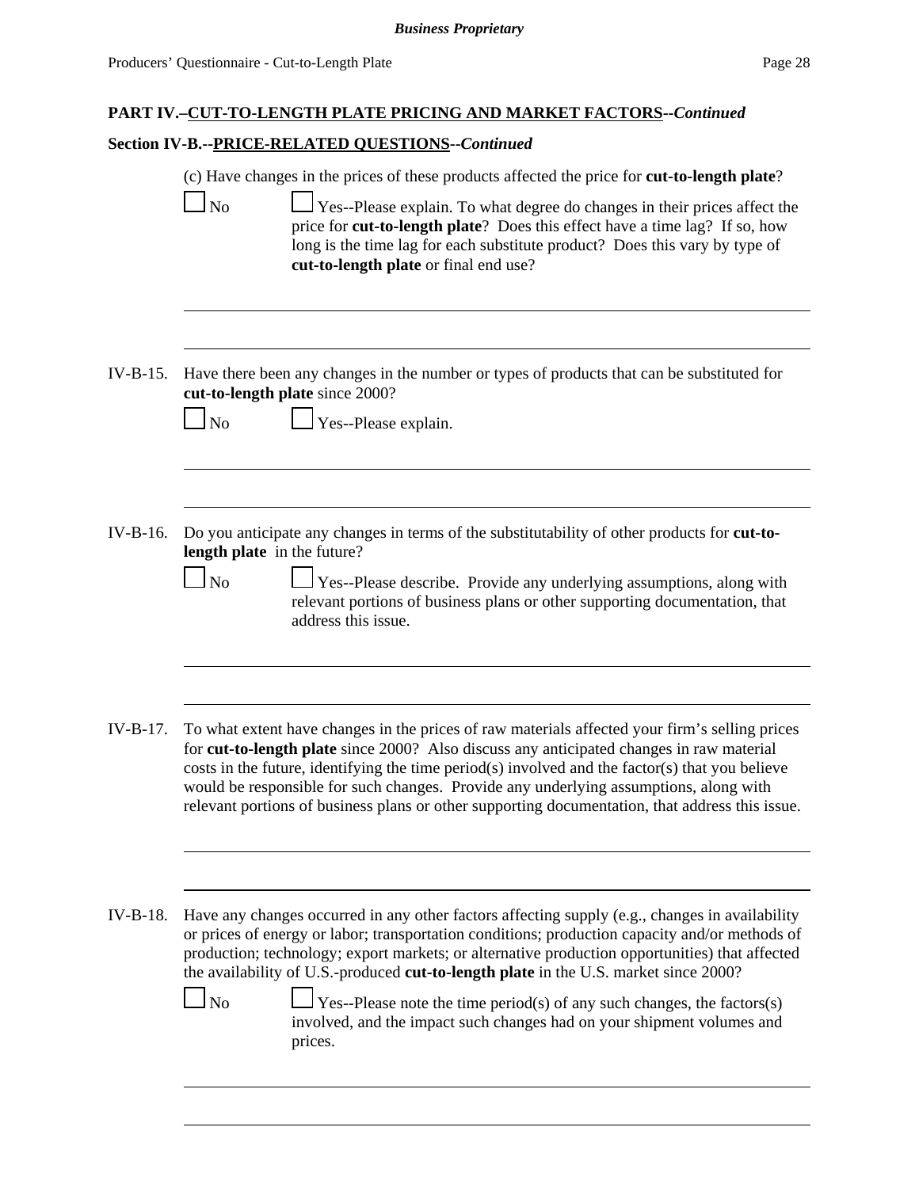**PART IV.–CUT-TO-LENGTH PLATE PRICING AND MARKET FACTORS--*Continued***

**Section IV-B.--PRICE-RELATED QUESTIONS--*Continued***

(c) Have changes in the prices of these products affected the price for **cut-to-length plate**?

☐ No ☐ Yes--Please explain. To what degree do changes in their prices affect the price for **cut-to-length plate**? Does this effect have a time lag? If so, how long is the time lag for each substitute product? Does this vary by type of **cut-to-length plate** or final end use?

______________________________________________________________________________

______________________________________________________________________________

IV-B-15. Have there been any changes in the number or types of products that can be substituted for **cut-to-length plate** since 2000?

☐ No ☐ Yes--Please explain.

______________________________________________________________________________

______________________________________________________________________________

IV-B-16. Do you anticipate any changes in terms of the substitutability of other products for **cut-to-length plate** in the future?

☐ No ☐ Yes--Please describe. Provide any underlying assumptions, along with relevant portions of business plans or other supporting documentation, that address this issue.

______________________________________________________________________________

______________________________________________________________________________

IV-B-17. To what extent have changes in the prices of raw materials affected your firm's selling prices for **cut-to-length plate** since 2000? Also discuss any anticipated changes in raw material costs in the future, identifying the time period(s) involved and the factor(s) that you believe would be responsible for such changes. Provide any underlying assumptions, along with relevant portions of business plans or other supporting documentation, that address this issue.

______________________________________________________________________________

______________________________________________________________________________

IV-B-18. Have any changes occurred in any other factors affecting supply (e.g., changes in availability or prices of energy or labor; transportation conditions; production capacity and/or methods of production; technology; export markets; or alternative production opportunities) that affected the availability of U.S.-produced **cut-to-length plate** in the U.S. market since 2000?

☐ No ☐ Yes--Please note the time period(s) of any such changes, the factors(s) involved, and the impact such changes had on your shipment volumes and prices.

______________________________________________________________________________

______________________________________________________________________________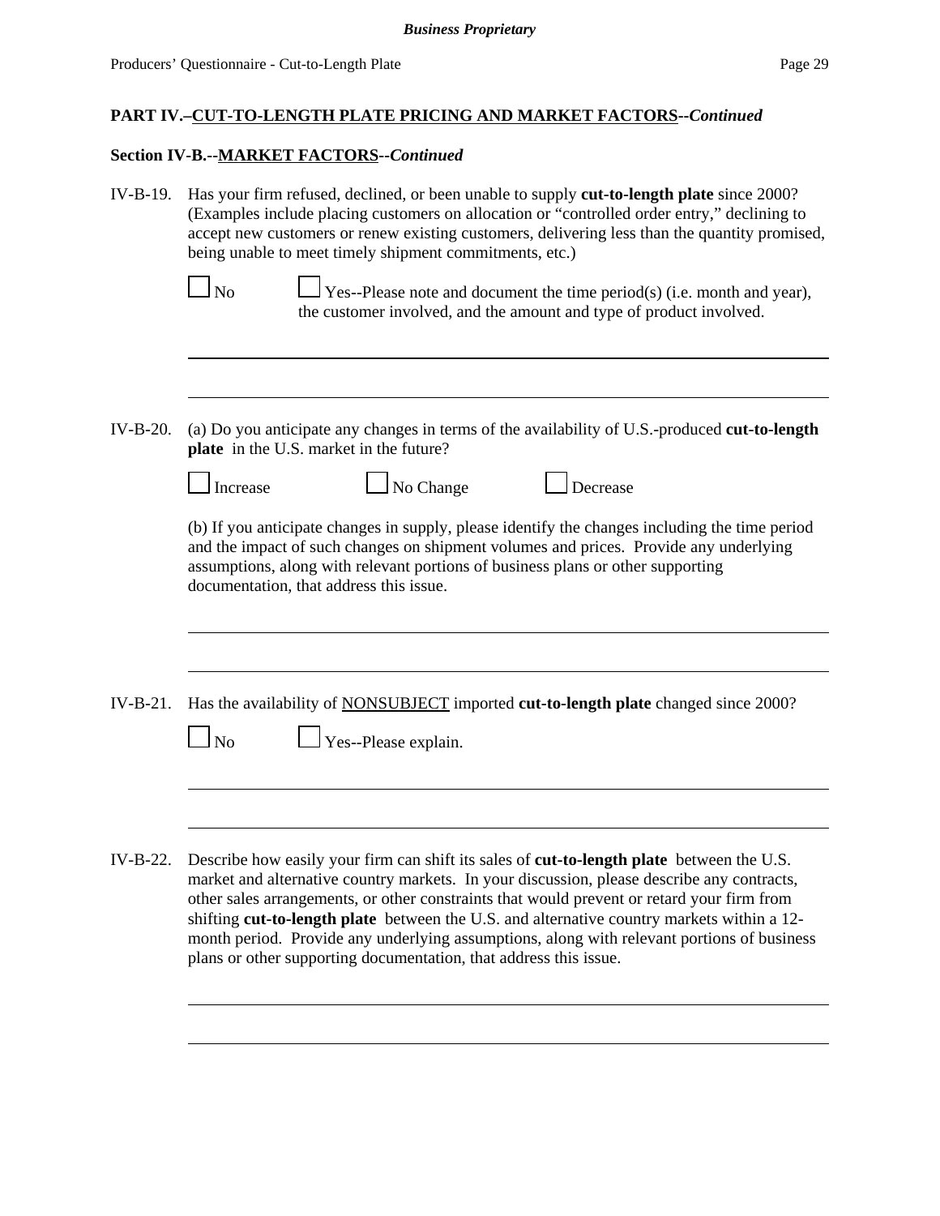**PART IV.–CUT-TO-LENGTH PLATE PRICING AND MARKET FACTORS--*Continued***

**Section IV-B.--MARKET FACTORS--*Continued***

IV-B-19. Has your firm refused, declined, or been unable to supply **cut-to-length plate** since 2000? (Examples include placing customers on allocation or "controlled order entry," declining to accept new customers or renew existing customers, delivering less than the quantity promised, being unable to meet timely shipment commitments, etc.)

☐ No ☐ Yes--Please note and document the time period(s) (i.e. month and year), the customer involved, and the amount and type of product involved.

\_\_\_\_\_\_\_\_\_\_\_\_\_\_\_\_\_\_\_\_\_\_\_\_\_\_\_\_\_\_\_\_\_\_\_\_\_\_\_\_\_\_\_\_\_\_\_\_\_\_\_\_\_\_\_\_\_\_\_\_

\_\_\_\_\_\_\_\_\_\_\_\_\_\_\_\_\_\_\_\_\_\_\_\_\_\_\_\_\_\_\_\_\_\_\_\_\_\_\_\_\_\_\_\_\_\_\_\_\_\_\_\_\_\_\_\_\_\_\_\_

IV-B-20. (a) Do you anticipate any changes in terms of the availability of U.S.-produced **cut-to-length plate** in the U.S. market in the future?

☐ Increase ☐ No Change ☐ Decrease

(b) If you anticipate changes in supply, please identify the changes including the time period and the impact of such changes on shipment volumes and prices. Provide any underlying assumptions, along with relevant portions of business plans or other supporting documentation, that address this issue.

\_\_\_\_\_\_\_\_\_\_\_\_\_\_\_\_\_\_\_\_\_\_\_\_\_\_\_\_\_\_\_\_\_\_\_\_\_\_\_\_\_\_\_\_\_\_\_\_\_\_\_\_\_\_\_\_\_\_\_\_

\_\_\_\_\_\_\_\_\_\_\_\_\_\_\_\_\_\_\_\_\_\_\_\_\_\_\_\_\_\_\_\_\_\_\_\_\_\_\_\_\_\_\_\_\_\_\_\_\_\_\_\_\_\_\_\_\_\_\_\_

IV-B-21. Has the availability of NONSUBJECT imported **cut-to-length plate** changed since 2000?

☐ No ☐ Yes--Please explain.

\_\_\_\_\_\_\_\_\_\_\_\_\_\_\_\_\_\_\_\_\_\_\_\_\_\_\_\_\_\_\_\_\_\_\_\_\_\_\_\_\_\_\_\_\_\_\_\_\_\_\_\_\_\_\_\_\_\_\_\_

\_\_\_\_\_\_\_\_\_\_\_\_\_\_\_\_\_\_\_\_\_\_\_\_\_\_\_\_\_\_\_\_\_\_\_\_\_\_\_\_\_\_\_\_\_\_\_\_\_\_\_\_\_\_\_\_\_\_\_\_

IV-B-22. Describe how easily your firm can shift its sales of **cut-to-length plate** between the U.S. market and alternative country markets. In your discussion, please describe any contracts, other sales arrangements, or other constraints that would prevent or retard your firm from shifting **cut-to-length plate** between the U.S. and alternative country markets within a 12-month period. Provide any underlying assumptions, along with relevant portions of business plans or other supporting documentation, that address this issue.

\_\_\_\_\_\_\_\_\_\_\_\_\_\_\_\_\_\_\_\_\_\_\_\_\_\_\_\_\_\_\_\_\_\_\_\_\_\_\_\_\_\_\_\_\_\_\_\_\_\_\_\_\_\_\_\_\_\_\_\_

\_\_\_\_\_\_\_\_\_\_\_\_\_\_\_\_\_\_\_\_\_\_\_\_\_\_\_\_\_\_\_\_\_\_\_\_\_\_\_\_\_\_\_\_\_\_\_\_\_\_\_\_\_\_\_\_\_\_\_\_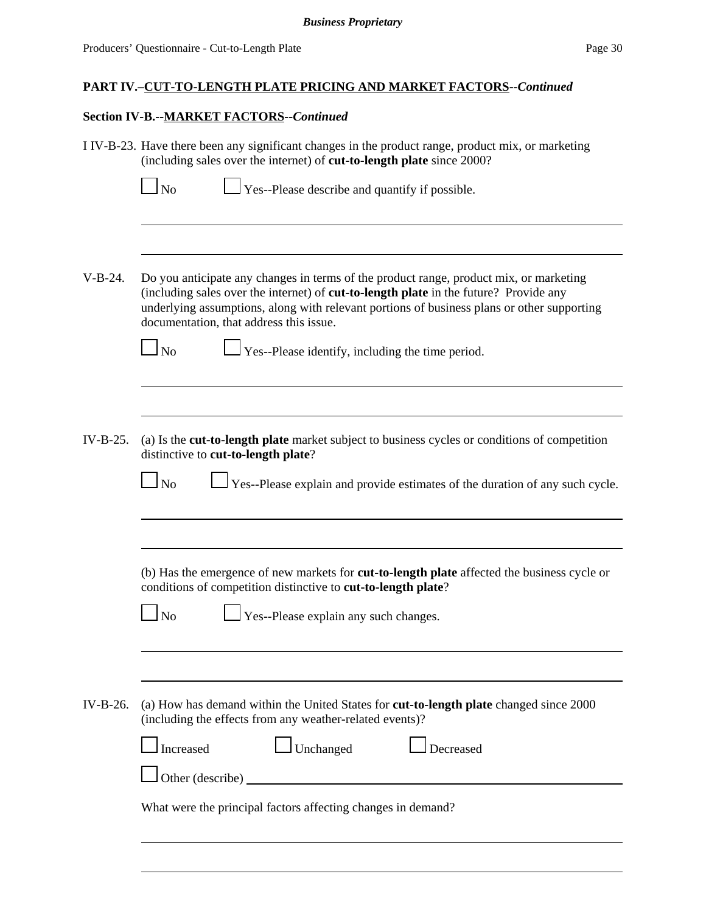**PART IV.–CUT-TO-LENGTH PLATE PRICING AND MARKET FACTORS--*Continued***

**Section IV-B.--MARKET FACTORS--*Continued***

I IV-B-23. Have there been any significant changes in the product range, product mix, or marketing (including sales over the internet) of **cut-to-length plate** since 2000?

☐ No ☐ Yes--Please describe and quantify if possible.

V-B-24. Do you anticipate any changes in terms of the product range, product mix, or marketing (including sales over the internet) of **cut-to-length plate** in the future? Provide any underlying assumptions, along with relevant portions of business plans or other supporting documentation, that address this issue.

☐ No ☐ Yes--Please identify, including the time period.

IV-B-25. (a) Is the **cut-to-length plate** market subject to business cycles or conditions of competition distinctive to **cut-to-length plate**?

☐ No ☐ Yes--Please explain and provide estimates of the duration of any such cycle.

(b) Has the emergence of new markets for **cut-to-length plate** affected the business cycle or conditions of competition distinctive to **cut-to-length plate**?

☐ No ☐ Yes--Please explain any such changes.

IV-B-26. (a) How has demand within the United States for **cut-to-length plate** changed since 2000 (including the effects from any weather-related events)?

☐ Increased ☐ Unchanged ☐ Decreased

☐ Other (describe) ______

What were the principal factors affecting changes in demand?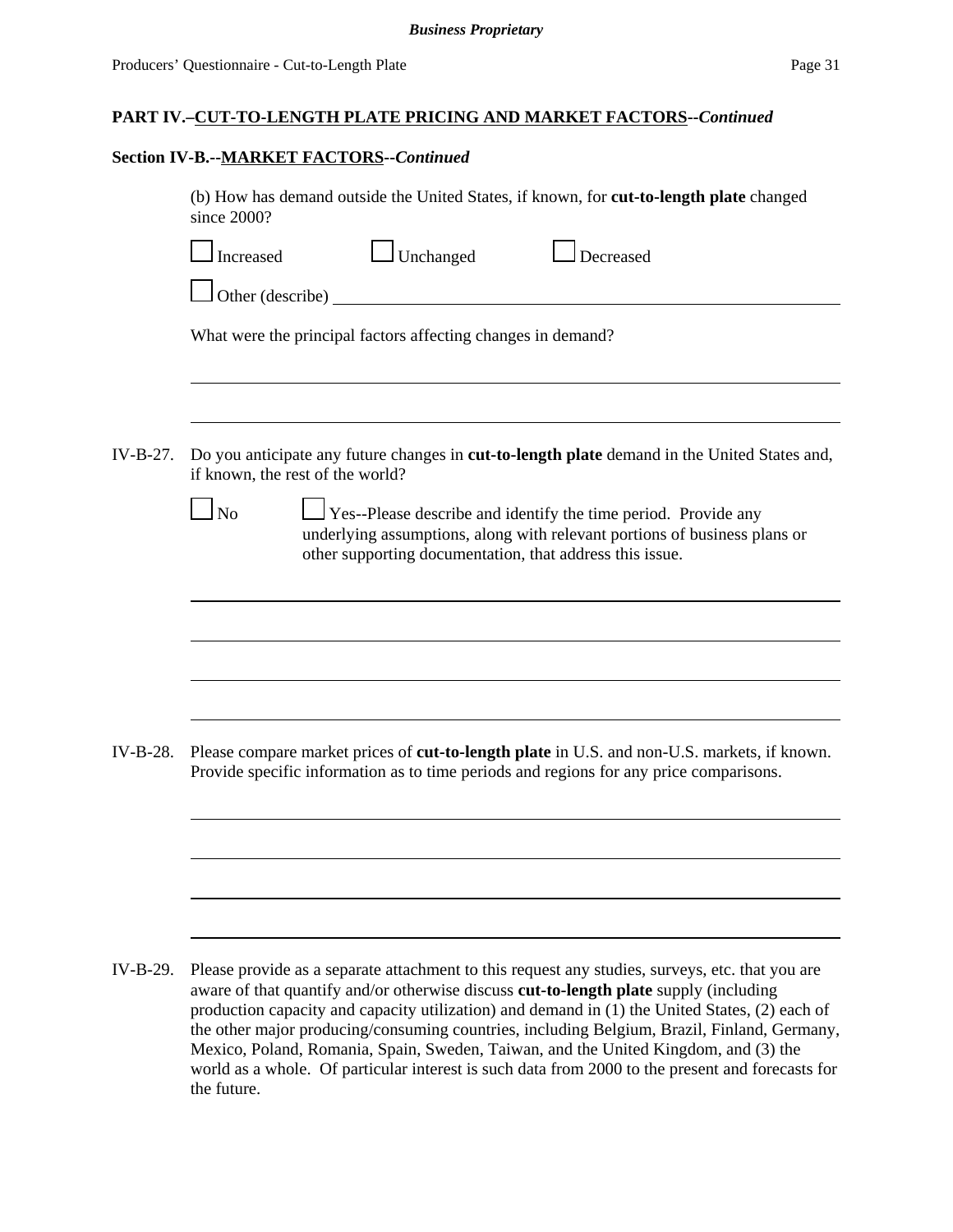**PART IV.–CUT-TO-LENGTH PLATE PRICING AND MARKET FACTORS--*Continued***

**Section IV-B.--MARKET FACTORS--*Continued***

(b) How has demand outside the United States, if known, for **cut-to-length plate** changed since 2000?

☐ Increased ☐ Unchanged ☐ Decreased

☐ Other (describe) ____________________________________________

What were the principal factors affecting changes in demand?

______________________________________________________________

______________________________________________________________

IV-B-27. Do you anticipate any future changes in **cut-to-length plate** demand in the United States and, if known, the rest of the world?

☐ No ☐ Yes--Please describe and identify the time period. Provide any underlying assumptions, along with relevant portions of business plans or other supporting documentation, that address this issue.

______________________________________________________________

______________________________________________________________

______________________________________________________________

______________________________________________________________

IV-B-28. Please compare market prices of **cut-to-length plate** in U.S. and non-U.S. markets, if known. Provide specific information as to time periods and regions for any price comparisons.

______________________________________________________________

______________________________________________________________

______________________________________________________________

______________________________________________________________

IV-B-29. Please provide as a separate attachment to this request any studies, surveys, etc. that you are aware of that quantify and/or otherwise discuss **cut-to-length plate** supply (including production capacity and capacity utilization) and demand in (1) the United States, (2) each of the other major producing/consuming countries, including Belgium, Brazil, Finland, Germany, Mexico, Poland, Romania, Spain, Sweden, Taiwan, and the United Kingdom, and (3) the world as a whole. Of particular interest is such data from 2000 to the present and forecasts for the future.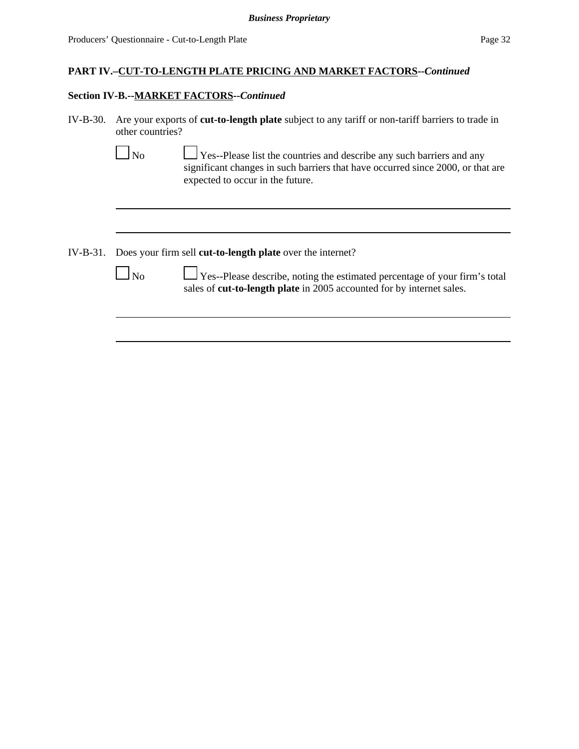**PART IV.–CUT-TO-LENGTH PLATE PRICING AND MARKET FACTORS--*Continued***

**Section IV-B.--MARKET FACTORS--*Continued***

IV-B-30. Are your exports of **cut-to-length plate** subject to any tariff or non-tariff barriers to trade in other countries?

☐ No ☐ Yes--Please list the countries and describe any such barriers and any significant changes in such barriers that have occurred since 2000, or that are expected to occur in the future.

\_\_\_\_\_\_\_\_\_\_\_\_\_\_\_\_\_\_\_\_\_\_\_\_\_\_\_\_\_\_\_\_\_\_\_\_\_\_\_\_\_\_\_\_\_\_\_\_\_\_\_\_\_\_\_\_\_\_\_\_\_\_\_\_\_\_\_\_\_\_

\_\_\_\_\_\_\_\_\_\_\_\_\_\_\_\_\_\_\_\_\_\_\_\_\_\_\_\_\_\_\_\_\_\_\_\_\_\_\_\_\_\_\_\_\_\_\_\_\_\_\_\_\_\_\_\_\_\_\_\_\_\_\_\_\_\_\_\_\_\_

IV-B-31. Does your firm sell **cut-to-length plate** over the internet?

☐ No ☐ Yes--Please describe, noting the estimated percentage of your firm's total sales of **cut-to-length plate** in 2005 accounted for by internet sales.

\_\_\_\_\_\_\_\_\_\_\_\_\_\_\_\_\_\_\_\_\_\_\_\_\_\_\_\_\_\_\_\_\_\_\_\_\_\_\_\_\_\_\_\_\_\_\_\_\_\_\_\_\_\_\_\_\_\_\_\_\_\_\_\_\_\_\_\_\_\_

\_\_\_\_\_\_\_\_\_\_\_\_\_\_\_\_\_\_\_\_\_\_\_\_\_\_\_\_\_\_\_\_\_\_\_\_\_\_\_\_\_\_\_\_\_\_\_\_\_\_\_\_\_\_\_\_\_\_\_\_\_\_\_\_\_\_\_\_\_\_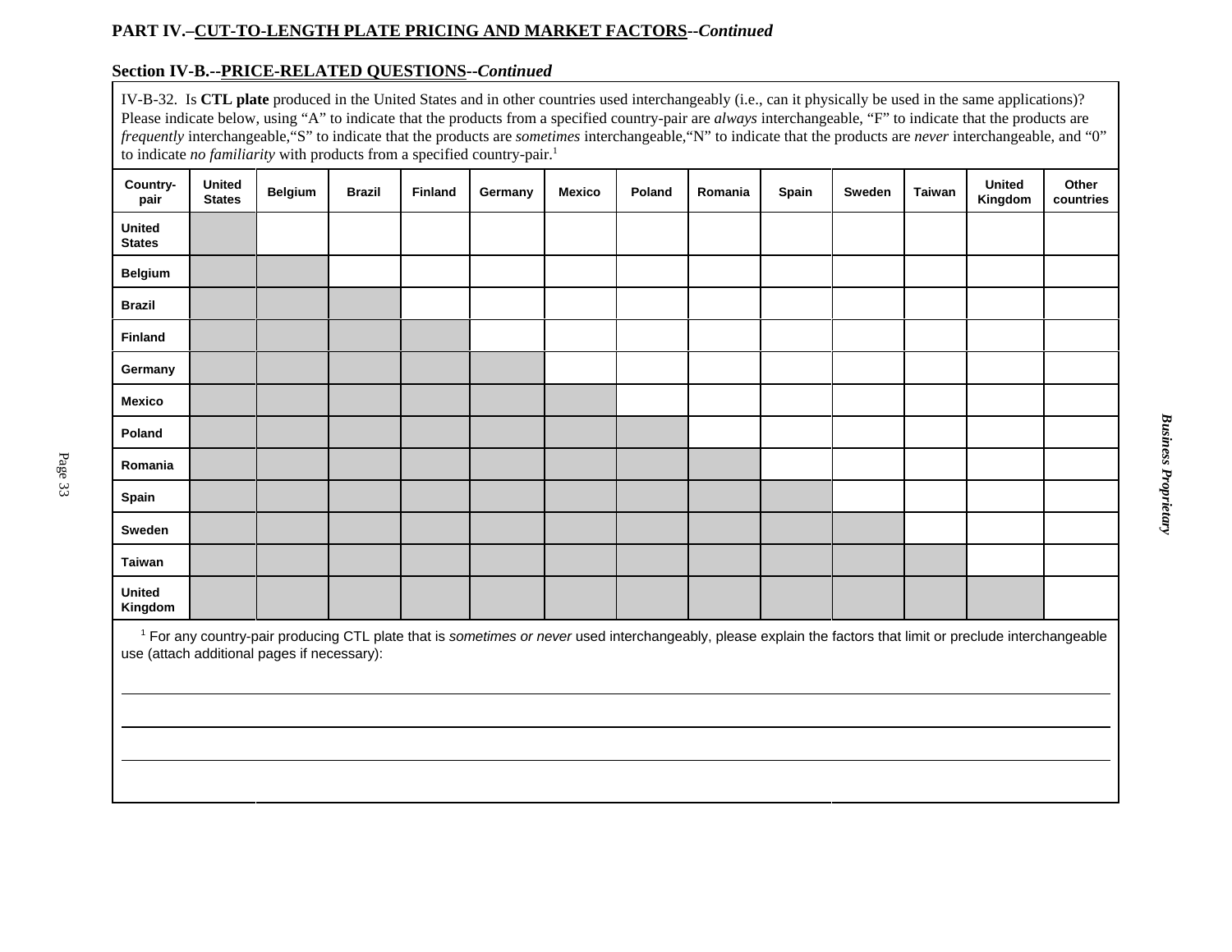**PART IV.–CUT-TO-LENGTH PLATE PRICING AND MARKET FACTORS--*Continued***

**Section IV-B.--PRICE-RELATED QUESTIONS--*Continued***

IV-B-32. Is **CTL plate** produced in the United States and in other countries used interchangeably (i.e., can it physically be used in the same applications)? Please indicate below, using "A" to indicate that the products from a specified country-pair are *always* interchangeable, "F" to indicate that the products are *frequently* interchangeable, "S" to indicate that the products are *sometimes* interchangeable, "N" to indicate that the products are *never* interchangeable, and "0" to indicate *no familiarity* with products from a specified country-pair.[1]

| Country-pair | United States | Belgium | Brazil | Finland | Germany | Mexico | Poland | Romania | Spain | Sweden | Taiwan | United Kingdom | Other countries |
|---|---|---|---|---|---|---|---|---|---|---|---|---|---|
| United States | | | | | | | | | | | | | |
| Belgium | | | | | | | | | | | | | |
| Brazil | | | | | | | | | | | | | |
| Finland | | | | | | | | | | | | | |
| Germany | | | | | | | | | | | | | |
| Mexico | | | | | | | | | | | | | |
| Poland | | | | | | | | | | | | | |
| Romania | | | | | | | | | | | | | |
| Spain | | | | | | | | | | | | | |
| Sweden | | | | | | | | | | | | | |
| Taiwan | | | | | | | | | | | | | |
| United Kingdom | | | | | | | | | | | | | |

[1] For any country-pair producing CTL plate that is *sometimes or never* used interchangeably, please explain the factors that limit or preclude interchangeable use (attach additional pages if necessary):

______________________________________________________________________

______________________________________________________________________

______________________________________________________________________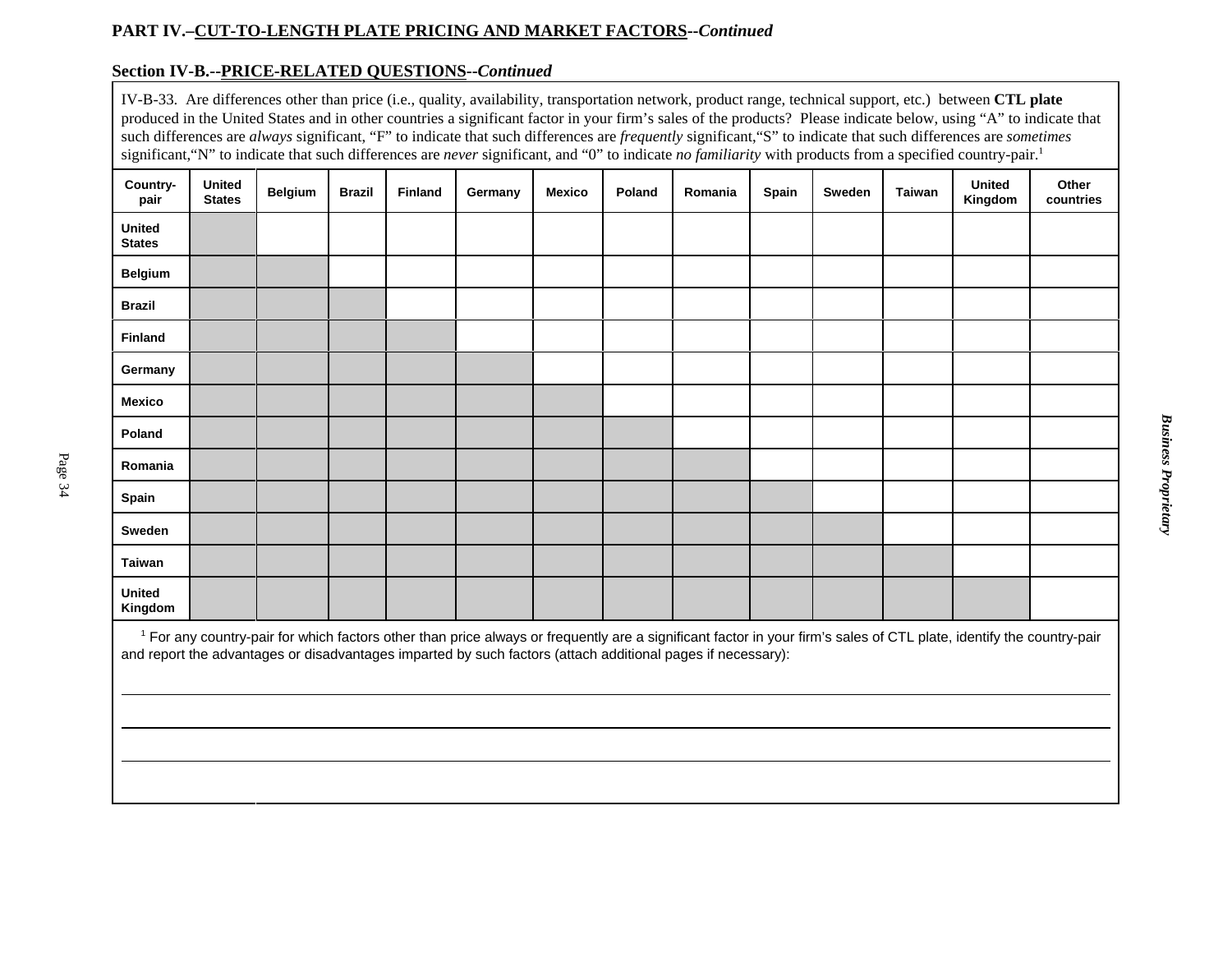**PART IV.–CUT-TO-LENGTH PLATE PRICING AND MARKET FACTORS--*Continued***

**Section IV-B.--PRICE-RELATED QUESTIONS--*Continued***

IV-B-33. Are differences other than price (i.e., quality, availability, transportation network, product range, technical support, etc.) between **CTL plate** produced in the United States and in other countries a significant factor in your firm's sales of the products? Please indicate below, using "A" to indicate that such differences are *always* significant, "F" to indicate that such differences are *frequently* significant, "S" to indicate that such differences are *sometimes* significant, "N" to indicate that such differences are *never* significant, and "0" to indicate *no familiarity* with products from a specified country-pair.[1]

| Country-pair | United States | Belgium | Brazil | Finland | Germany | Mexico | Poland | Romania | Spain | Sweden | Taiwan | United Kingdom | Other countries |
|---|---|---|---|---|---|---|---|---|---|---|---|---|---|
| United States | | | | | | | | | | | | | |
| Belgium | | | | | | | | | | | | | |
| Brazil | | | | | | | | | | | | | |
| Finland | | | | | | | | | | | | | |
| Germany | | | | | | | | | | | | | |
| Mexico | | | | | | | | | | | | | |
| Poland | | | | | | | | | | | | | |
| Romania | | | | | | | | | | | | | |
| Spain | | | | | | | | | | | | | |
| Sweden | | | | | | | | | | | | | |
| Taiwan | | | | | | | | | | | | | |
| United Kingdom | | | | | | | | | | | | | |

[1] For any country-pair for which factors other than price always or frequently are a significant factor in your firm's sales of CTL plate, identify the country-pair and report the advantages or disadvantages imparted by such factors (attach additional pages if necessary):

______________________________________________________________________

______________________________________________________________________

______________________________________________________________________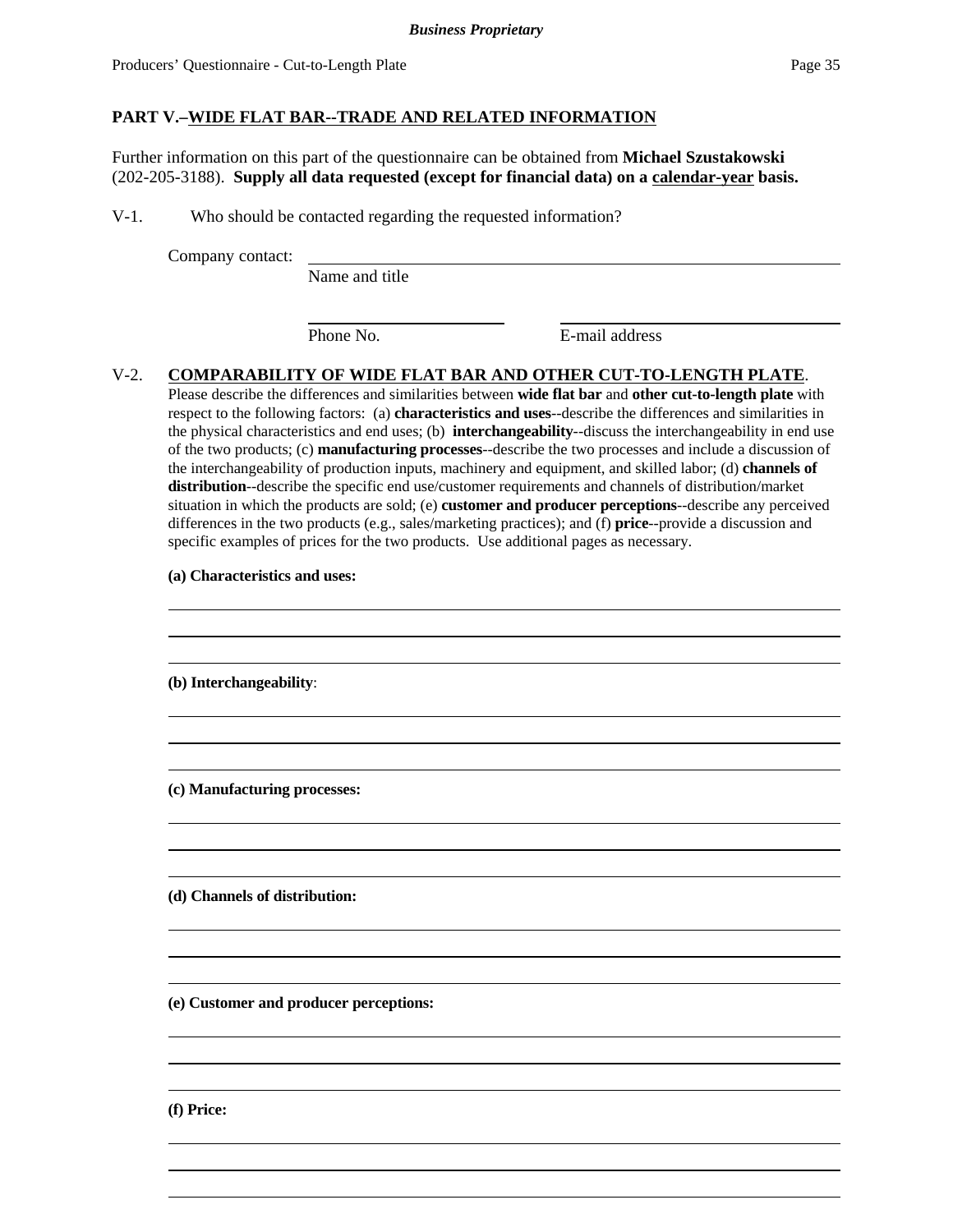## PART V.–WIDE FLAT BAR--TRADE AND RELATED INFORMATION

Further information on this part of the questionnaire can be obtained from **Michael Szustakowski** (202-205-3188). **Supply all data requested (except for financial data) on a calendar-year basis.**

V-1. Who should be contacted regarding the requested information?

Company contact: ______________________________________________
Name and title

______________________ ______________________________
Phone No. E-mail address

V-2. **COMPARABILITY OF WIDE FLAT BAR AND OTHER CUT-TO-LENGTH PLATE**. Please describe the differences and similarities between **wide flat bar** and **other cut-to-length plate** with respect to the following factors: (a) **characteristics and uses**--describe the differences and similarities in the physical characteristics and end uses; (b) **interchangeability**--discuss the interchangeability in end use of the two products; (c) **manufacturing processes**--describe the two processes and include a discussion of the interchangeability of production inputs, machinery and equipment, and skilled labor; (d) **channels of distribution**--describe the specific end use/customer requirements and channels of distribution/market situation in which the products are sold; (e) **customer and producer perceptions**--describe any perceived differences in the two products (e.g., sales/marketing practices); and (f) **price**--provide a discussion and specific examples of prices for the two products. Use additional pages as necessary.

**(a) Characteristics and uses:**

______________________________________________

______________________________________________

______________________________________________

**(b) Interchangeability**:

______________________________________________

______________________________________________

______________________________________________

**(c) Manufacturing processes:**

______________________________________________

______________________________________________

______________________________________________

**(d) Channels of distribution:**

______________________________________________

______________________________________________

______________________________________________

**(e) Customer and producer perceptions:**

______________________________________________

______________________________________________

______________________________________________

**(f) Price:**

______________________________________________

______________________________________________

______________________________________________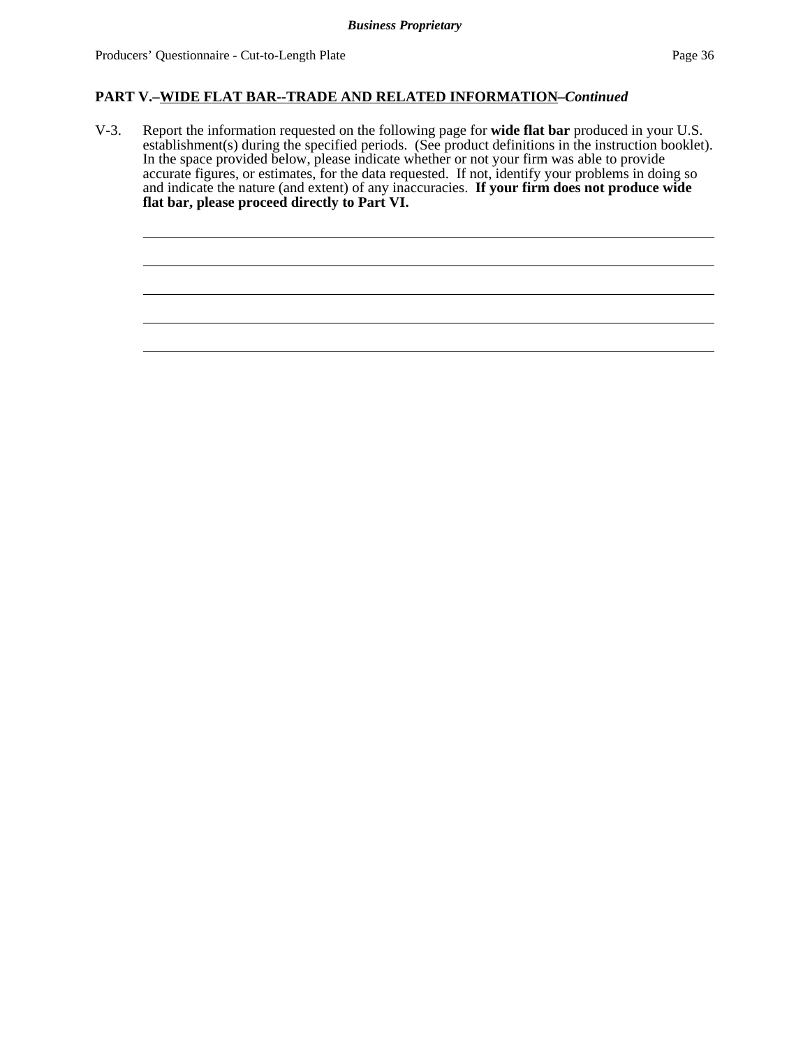**PART V.–WIDE FLAT BAR--TRADE AND RELATED INFORMATION–*Continued***

V-3. Report the information requested on the following page for **wide flat bar** produced in your U.S. establishment(s) during the specified periods. (See product definitions in the instruction booklet). In the space provided below, please indicate whether or not your firm was able to provide accurate figures, or estimates, for the data requested. If not, identify your problems in doing so and indicate the nature (and extent) of any inaccuracies. **If your firm does not produce wide flat bar, please proceed directly to Part VI.**

\_\_\_\_\_\_\_\_\_\_\_\_\_\_\_\_\_\_\_\_\_\_\_\_\_\_\_\_\_\_\_\_\_\_\_\_\_\_\_\_\_\_\_\_\_\_\_\_\_\_\_\_\_\_\_\_\_\_\_\_\_\_\_\_\_\_\_\_\_\_\_\_\_\_\_\_\_\_

\_\_\_\_\_\_\_\_\_\_\_\_\_\_\_\_\_\_\_\_\_\_\_\_\_\_\_\_\_\_\_\_\_\_\_\_\_\_\_\_\_\_\_\_\_\_\_\_\_\_\_\_\_\_\_\_\_\_\_\_\_\_\_\_\_\_\_\_\_\_\_\_\_\_\_\_\_\_

\_\_\_\_\_\_\_\_\_\_\_\_\_\_\_\_\_\_\_\_\_\_\_\_\_\_\_\_\_\_\_\_\_\_\_\_\_\_\_\_\_\_\_\_\_\_\_\_\_\_\_\_\_\_\_\_\_\_\_\_\_\_\_\_\_\_\_\_\_\_\_\_\_\_\_\_\_\_

\_\_\_\_\_\_\_\_\_\_\_\_\_\_\_\_\_\_\_\_\_\_\_\_\_\_\_\_\_\_\_\_\_\_\_\_\_\_\_\_\_\_\_\_\_\_\_\_\_\_\_\_\_\_\_\_\_\_\_\_\_\_\_\_\_\_\_\_\_\_\_\_\_\_\_\_\_\_

\_\_\_\_\_\_\_\_\_\_\_\_\_\_\_\_\_\_\_\_\_\_\_\_\_\_\_\_\_\_\_\_\_\_\_\_\_\_\_\_\_\_\_\_\_\_\_\_\_\_\_\_\_\_\_\_\_\_\_\_\_\_\_\_\_\_\_\_\_\_\_\_\_\_\_\_\_\_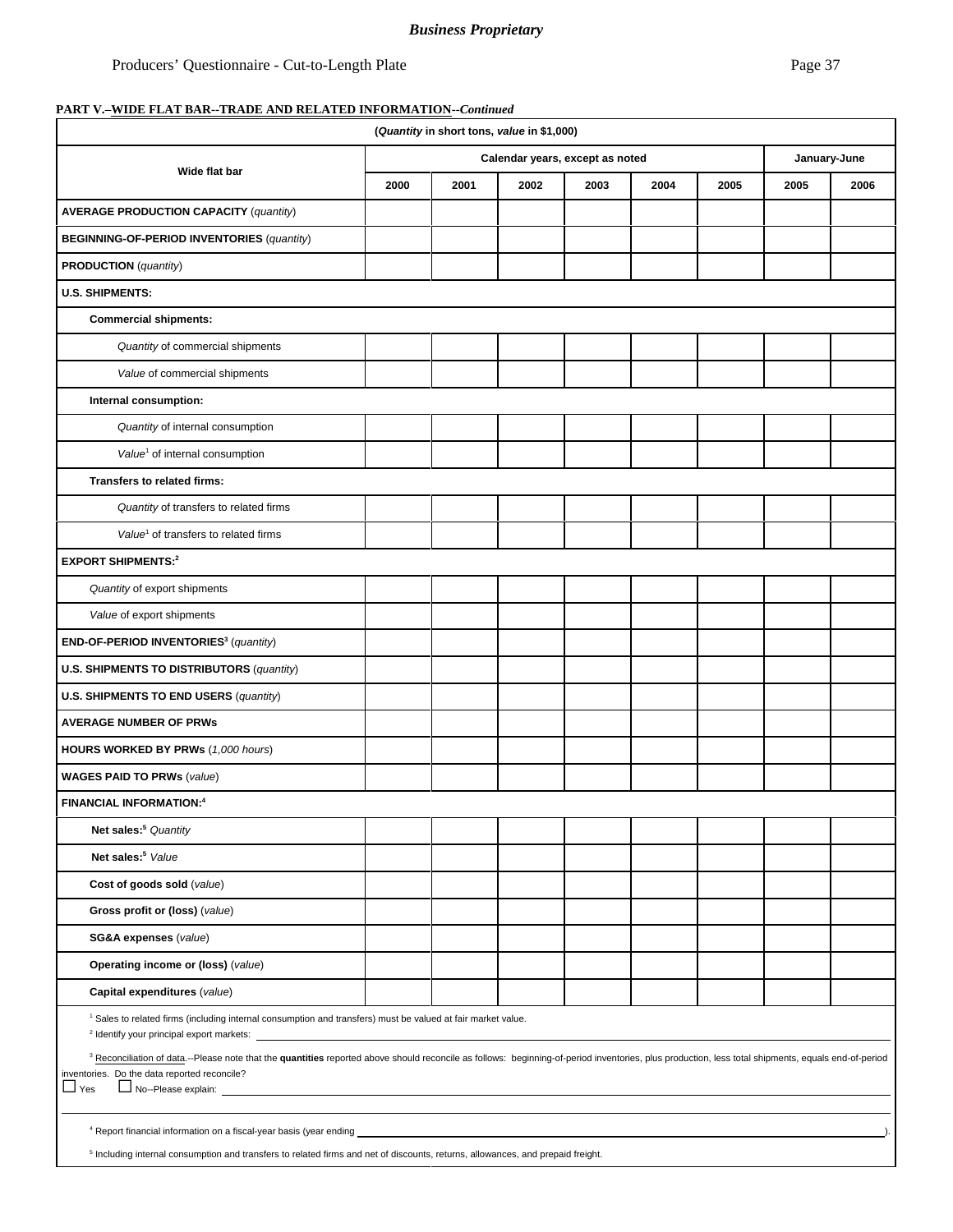*Business Proprietary*

Producers' Questionnaire - Cut-to-Length Plate

**PART V.–WIDE FLAT BAR--TRADE AND RELATED INFORMATION--*Continued***

(*Quantity* in short tons, *value* in $1,000)

| Wide flat bar | Calendar years, except as noted | | | | | | January-June | |
|---|---|---|---|---|---|---|---|---|
| | 2000 | 2001 | 2002 | 2003 | 2004 | 2005 | 2005 | 2006 |
| **AVERAGE PRODUCTION CAPACITY** (*quantity*) | | | | | | | | |
| **BEGINNING-OF-PERIOD INVENTORIES** (*quantity*) | | | | | | | | |
| **PRODUCTION** (*quantity*) | | | | | | | | |
| **U.S. SHIPMENTS:** | | | | | | | | |
| **Commercial shipments:** | | | | | | | | |
| *Quantity* of commercial shipments | | | | | | | | |
| *Value* of commercial shipments | | | | | | | | |
| **Internal consumption:** | | | | | | | | |
| *Quantity* of internal consumption | | | | | | | | |
| *Value*[1] of internal consumption | | | | | | | | |
| **Transfers to related firms:** | | | | | | | | |
| *Quantity* of transfers to related firms | | | | | | | | |
| *Value*[1] of transfers to related firms | | | | | | | | |
| **EXPORT SHIPMENTS:**[2] | | | | | | | | |
| *Quantity* of export shipments | | | | | | | | |
| *Value* of export shipments | | | | | | | | |
| **END-OF-PERIOD INVENTORIES**[3] (*quantity*) | | | | | | | | |
| **U.S. SHIPMENTS TO DISTRIBUTORS** (*quantity*) | | | | | | | | |
| **U.S. SHIPMENTS TO END USERS** (*quantity*) | | | | | | | | |
| **AVERAGE NUMBER OF PRWs** | | | | | | | | |
| **HOURS WORKED BY PRWs** (*1,000 hours*) | | | | | | | | |
| **WAGES PAID TO PRWs** (*value*) | | | | | | | | |
| **FINANCIAL INFORMATION:**[4] | | | | | | | | |
| **Net sales:**[5] *Quantity* | | | | | | | | |
| **Net sales:**[5] *Value* | | | | | | | | |
| **Cost of goods sold** (*value*) | | | | | | | | |
| **Gross profit or (loss)** (*value*) | | | | | | | | |
| **SG&A expenses** (*value*) | | | | | | | | |
| **Operating income or (loss)** (*value*) | | | | | | | | |
| **Capital expenditures** (*value*) | | | | | | | | |

[1] Sales to related firms (including internal consumption and transfers) must be valued at fair market value.

[2] Identify your principal export markets: ______________________________

[3] Reconciliation of data.--Please note that the **quantities** reported above should reconcile as follows: beginning-of-period inventories, plus production, less total shipments, equals end-of-period inventories. Do the data reported reconcile?
☐ Yes ☐ No--Please explain: ______________________________

[4] Report financial information on a fiscal-year basis (year ending ______________________________).

[5] Including internal consumption and transfers to related firms and net of discounts, returns, allowances, and prepaid freight.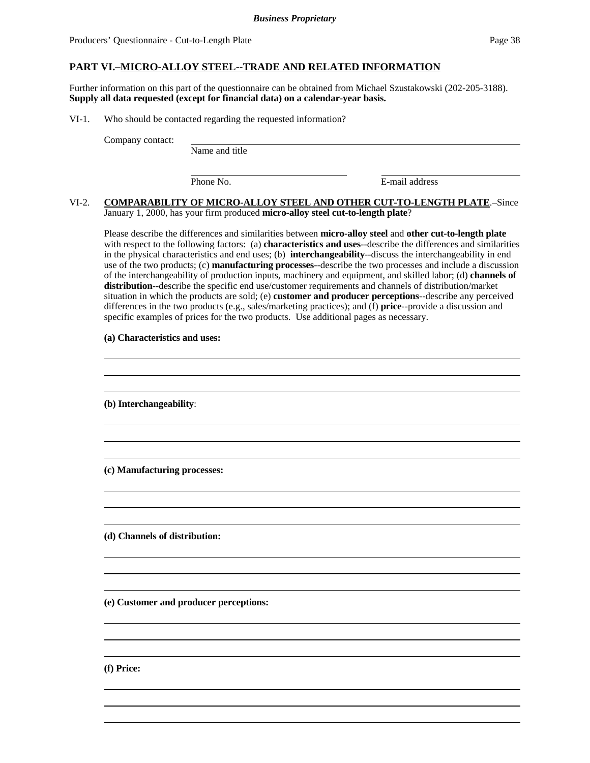## PART VI.–MICRO-ALLOY STEEL--TRADE AND RELATED INFORMATION

Further information on this part of the questionnaire can be obtained from Michael Szustakowski (202-205-3188). **Supply all data requested (except for financial data) on a calendar-year basis.**

VI-1. Who should be contacted regarding the requested information?

Company contact: ______________________________
Name and title

______________________________ ______________________________
Phone No. E-mail address

VI-2. **COMPARABILITY OF MICRO-ALLOY STEEL AND OTHER CUT-TO-LENGTH PLATE**.–Since January 1, 2000, has your firm produced **micro-alloy steel cut-to-length plate**?

Please describe the differences and similarities between **micro-alloy steel** and **other cut-to-length plate** with respect to the following factors: (a) **characteristics and uses**--describe the differences and similarities in the physical characteristics and end uses; (b) **interchangeability**--discuss the interchangeability in end use of the two products; (c) **manufacturing processes**--describe the two processes and include a discussion of the interchangeability of production inputs, machinery and equipment, and skilled labor; (d) **channels of distribution**--describe the specific end use/customer requirements and channels of distribution/market situation in which the products are sold; (e) **customer and producer perceptions**--describe any perceived differences in the two products (e.g., sales/marketing practices); and (f) **price**--provide a discussion and specific examples of prices for the two products. Use additional pages as necessary.

**(a) Characteristics and uses:**

______________________________

**(b) Interchangeability**:

______________________________

**(c) Manufacturing processes:**

______________________________

**(d) Channels of distribution:**

______________________________

**(e) Customer and producer perceptions:**

______________________________

**(f) Price:**

______________________________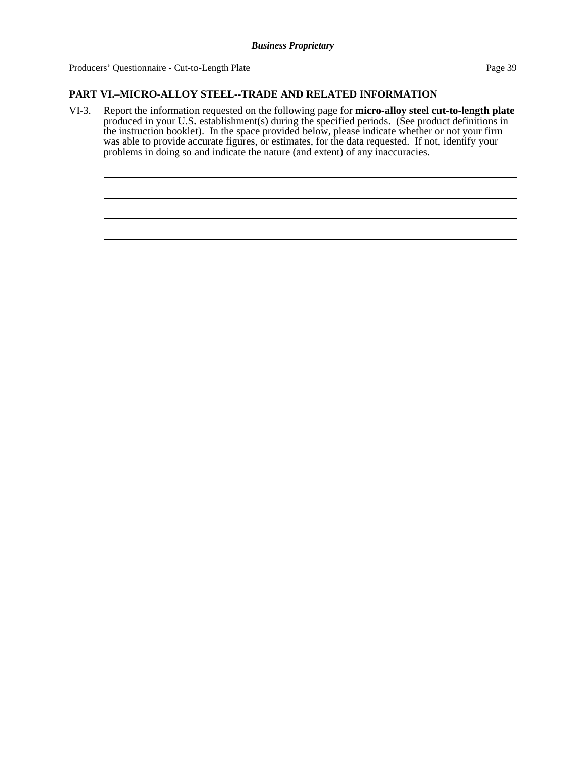## PART VI.–MICRO-ALLOY STEEL--TRADE AND RELATED INFORMATION

VI-3. Report the information requested on the following page for **micro-alloy steel cut-to-length plate** produced in your U.S. establishment(s) during the specified periods. (See product definitions in the instruction booklet). In the space provided below, please indicate whether or not your firm was able to provide accurate figures, or estimates, for the data requested. If not, identify your problems in doing so and indicate the nature (and extent) of any inaccuracies.

______________________________________________________________________________

______________________________________________________________________________

______________________________________________________________________________

______________________________________________________________________________

______________________________________________________________________________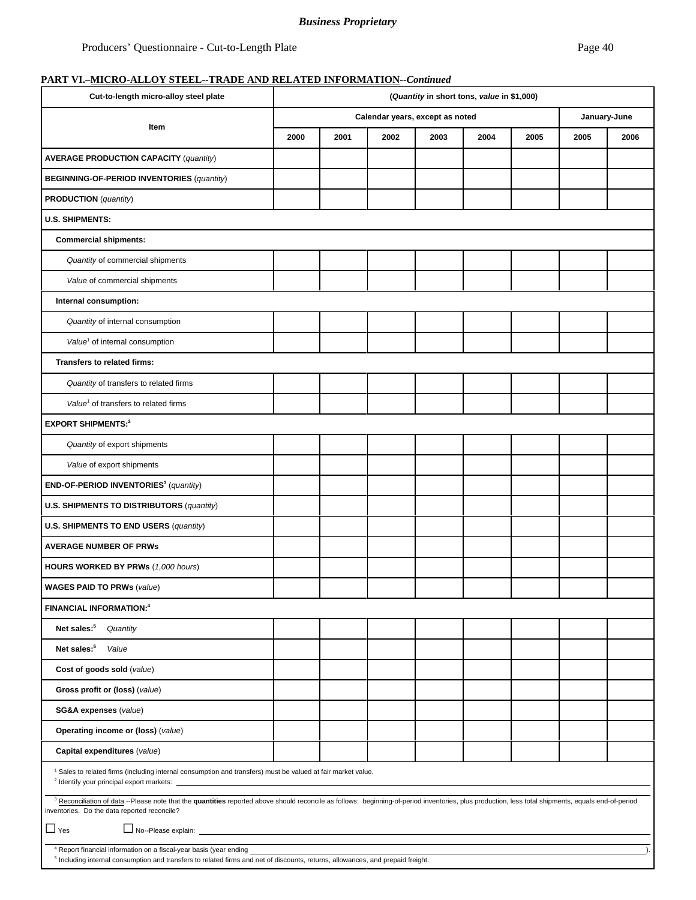**PART VI.–MICRO-ALLOY STEEL--TRADE AND RELATED INFORMATION--*Continued***

| Cut-to-length micro-alloy steel plate | (*Quantity* in short tons, *value* in $1,000) | | | | | | | |
|---|---|---|---|---|---|---|---|---|
| Item | Calendar years, except as noted | | | | | | January-June | |
| | 2000 | 2001 | 2002 | 2003 | 2004 | 2005 | 2005 | 2006 |
| **AVERAGE PRODUCTION CAPACITY** (*quantity*) | | | | | | | | |
| **BEGINNING-OF-PERIOD INVENTORIES** (*quantity*) | | | | | | | | |
| **PRODUCTION** (*quantity*) | | | | | | | | |
| **U.S. SHIPMENTS:** | | | | | | | | |
| **Commercial shipments:** | | | | | | | | |
| *Quantity* of commercial shipments | | | | | | | | |
| *Value* of commercial shipments | | | | | | | | |
| **Internal consumption:** | | | | | | | | |
| *Quantity* of internal consumption | | | | | | | | |
| *Value*[1] of internal consumption | | | | | | | | |
| **Transfers to related firms:** | | | | | | | | |
| *Quantity* of transfers to related firms | | | | | | | | |
| *Value*[1] of transfers to related firms | | | | | | | | |
| **EXPORT SHIPMENTS:**[2] | | | | | | | | |
| *Quantity* of export shipments | | | | | | | | |
| *Value* of export shipments | | | | | | | | |
| **END-OF-PERIOD INVENTORIES**[3] (*quantity*) | | | | | | | | |
| **U.S. SHIPMENTS TO DISTRIBUTORS** (*quantity*) | | | | | | | | |
| **U.S. SHIPMENTS TO END USERS** (*quantity*) | | | | | | | | |
| **AVERAGE NUMBER OF PRWs** | | | | | | | | |
| **HOURS WORKED BY PRWs** (*1,000 hours*) | | | | | | | | |
| **WAGES PAID TO PRWs** (*value*) | | | | | | | | |
| **FINANCIAL INFORMATION:**[4] | | | | | | | | |
| **Net sales:**[5] *Quantity* | | | | | | | | |
| **Net sales:**[5] *Value* | | | | | | | | |
| **Cost of goods sold** (*value*) | | | | | | | | |
| **Gross profit or (loss)** (*value*) | | | | | | | | |
| **SG&A expenses** (*value*) | | | | | | | | |
| **Operating income or (loss)** (*value*) | | | | | | | | |
| **Capital expenditures** (*value*) | | | | | | | | |

[1] Sales to related firms (including internal consumption and transfers) must be valued at fair market value.

[2] Identify your principal export markets: \_\_\_\_\_\_\_\_\_\_\_\_\_\_\_\_\_\_\_\_

[3] Reconciliation of data.--Please note that the **quantities** reported above should reconcile as follows: beginning-of-period inventories, plus production, less total shipments, equals end-of-period inventories. Do the data reported reconcile?

☐ Yes ☐ No--Please explain: \_\_\_\_\_\_\_\_\_\_\_\_\_\_\_\_\_\_\_\_

[4] Report financial information on a fiscal-year basis (year ending \_\_\_\_\_\_\_\_\_\_\_\_\_\_\_\_\_\_\_\_).

[5] Including internal consumption and transfers to related firms and net of discounts, returns, allowances, and prepaid freight.